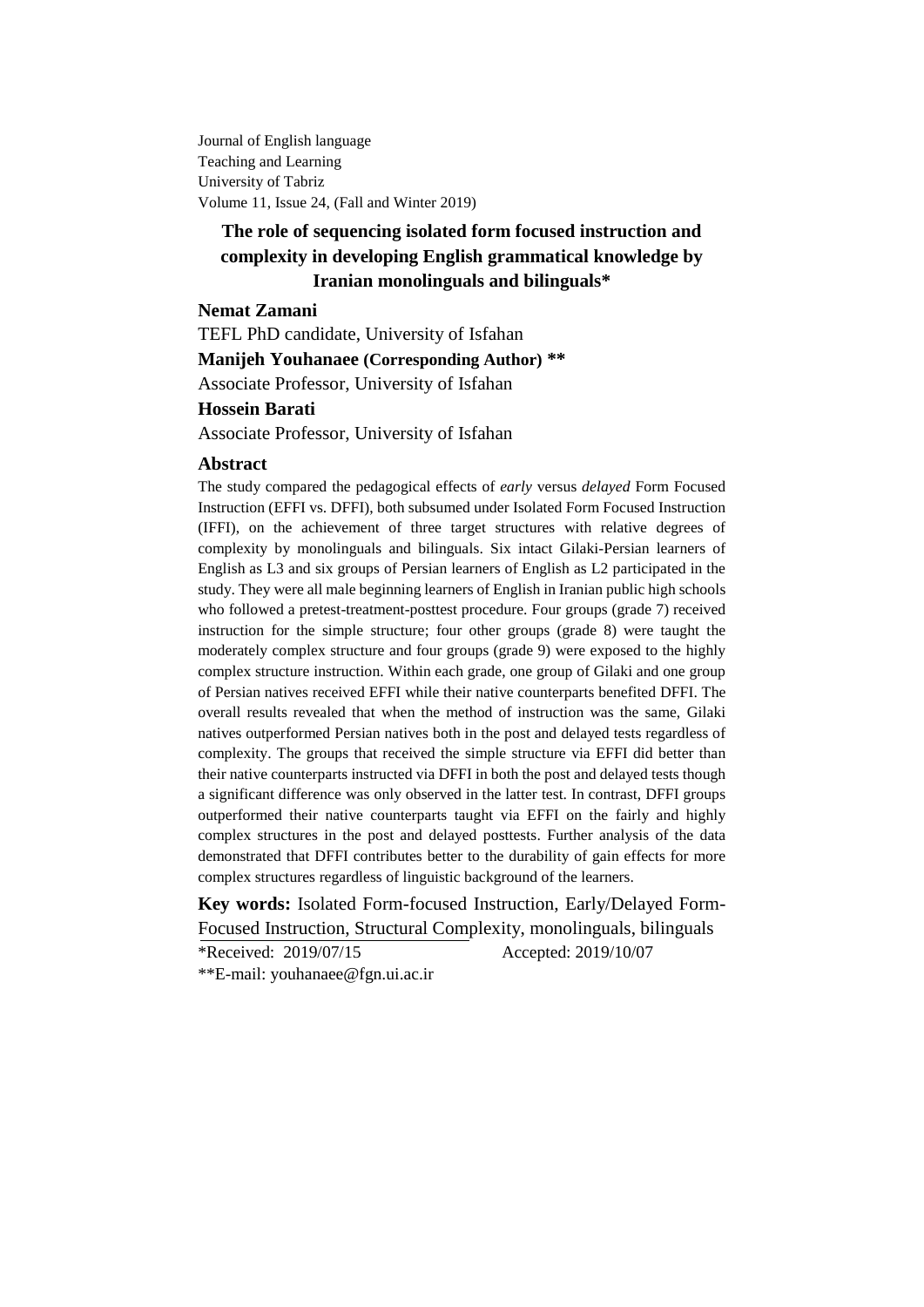Journal of English language
Teaching and Learning
University of Tabriz
Volume 11, Issue 24, (Fall and Winter 2019)

# The role of sequencing isolated form focused instruction and complexity in developing English grammatical knowledge by Iranian monolinguals and bilinguals*

**Nemat Zamani**

TEFL PhD candidate, University of Isfahan

**Manijeh Youhanaee (Corresponding Author) \*\***

Associate Professor, University of Isfahan

**Hossein Barati**

Associate Professor, University of Isfahan

## Abstract

The study compared the pedagogical effects of *early* versus *delayed* Form Focused Instruction (EFFI vs. DFFI), both subsumed under Isolated Form Focused Instruction (IFFI), on the achievement of three target structures with relative degrees of complexity by monolinguals and bilinguals. Six intact Gilaki-Persian learners of English as L3 and six groups of Persian learners of English as L2 participated in the study. They were all male beginning learners of English in Iranian public high schools who followed a pretest-treatment-posttest procedure. Four groups (grade 7) received instruction for the simple structure; four other groups (grade 8) were taught the moderately complex structure and four groups (grade 9) were exposed to the highly complex structure instruction. Within each grade, one group of Gilaki and one group of Persian natives received EFFI while their native counterparts benefited DFFI. The overall results revealed that when the method of instruction was the same, Gilaki natives outperformed Persian natives both in the post and delayed tests regardless of complexity. The groups that received the simple structure via EFFI did better than their native counterparts instructed via DFFI in both the post and delayed tests though a significant difference was only observed in the latter test. In contrast, DFFI groups outperformed their native counterparts taught via EFFI on the fairly and highly complex structures in the post and delayed posttests. Further analysis of the data demonstrated that DFFI contributes better to the durability of gain effects for more complex structures regardless of linguistic background of the learners.

**Key words:** Isolated Form-focused Instruction, Early/Delayed Form-Focused Instruction, Structural Complexity, monolinguals, bilinguals

*Received: 2019/07/15 Accepted: 2019/10/07

**E-mail: youhanaee@fgn.ui.ac.ir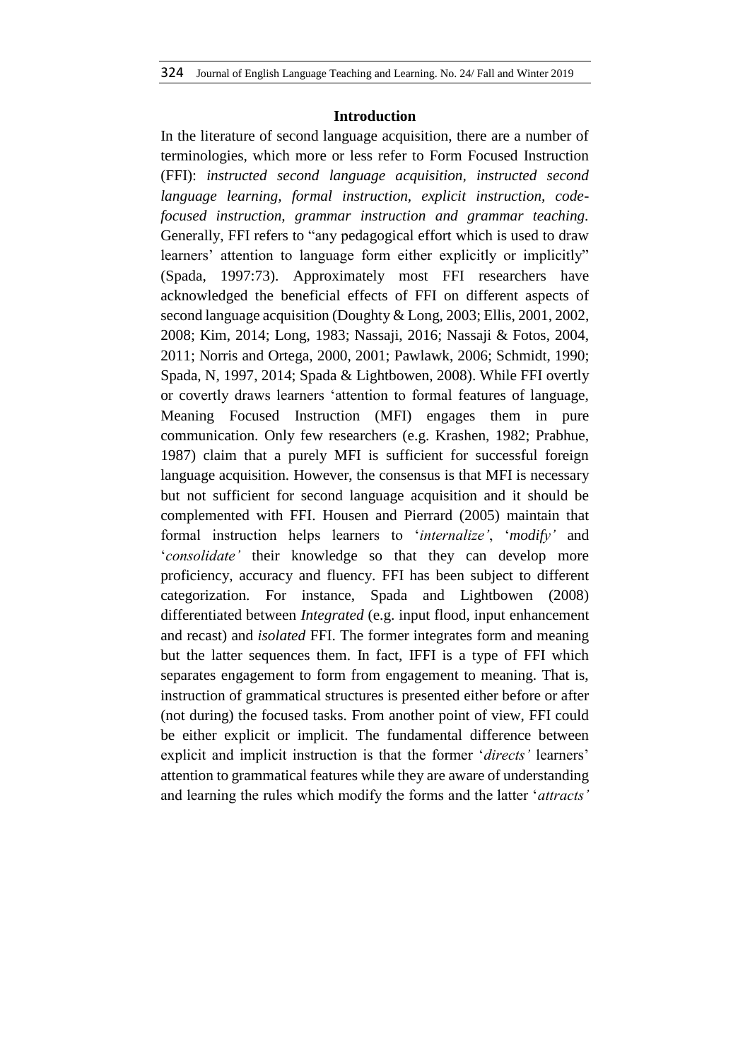## Introduction

In the literature of second language acquisition, there are a number of terminologies, which more or less refer to Form Focused Instruction (FFI): *instructed second language acquisition, instructed second language learning, formal instruction, explicit instruction, code-focused instruction, grammar instruction and grammar teaching*. Generally, FFI refers to "any pedagogical effort which is used to draw learners' attention to language form either explicitly or implicitly" (Spada, 1997:73). Approximately most FFI researchers have acknowledged the beneficial effects of FFI on different aspects of second language acquisition (Doughty & Long, 2003; Ellis, 2001, 2002, 2008; Kim, 2014; Long, 1983; Nassaji, 2016; Nassaji & Fotos, 2004, 2011; Norris and Ortega, 2000, 2001; Pawlawk, 2006; Schmidt, 1990; Spada, N, 1997, 2014; Spada & Lightbowen, 2008). While FFI overtly or covertly draws learners 'attention to formal features of language, Meaning Focused Instruction (MFI) engages them in pure communication. Only few researchers (e.g. Krashen, 1982; Prabhue, 1987) claim that a purely MFI is sufficient for successful foreign language acquisition. However, the consensus is that MFI is necessary but not sufficient for second language acquisition and it should be complemented with FFI. Housen and Pierrard (2005) maintain that formal instruction helps learners to '*internalize'*, '*modify'* and '*consolidate'* their knowledge so that they can develop more proficiency, accuracy and fluency. FFI has been subject to different categorization. For instance, Spada and Lightbowen (2008) differentiated between *Integrated* (e.g. input flood, input enhancement and recast) and *isolated* FFI. The former integrates form and meaning but the latter sequences them. In fact, IFFI is a type of FFI which separates engagement to form from engagement to meaning. That is, instruction of grammatical structures is presented either before or after (not during) the focused tasks. From another point of view, FFI could be either explicit or implicit. The fundamental difference between explicit and implicit instruction is that the former '*directs'* learners' attention to grammatical features while they are aware of understanding and learning the rules which modify the forms and the latter '*attracts'*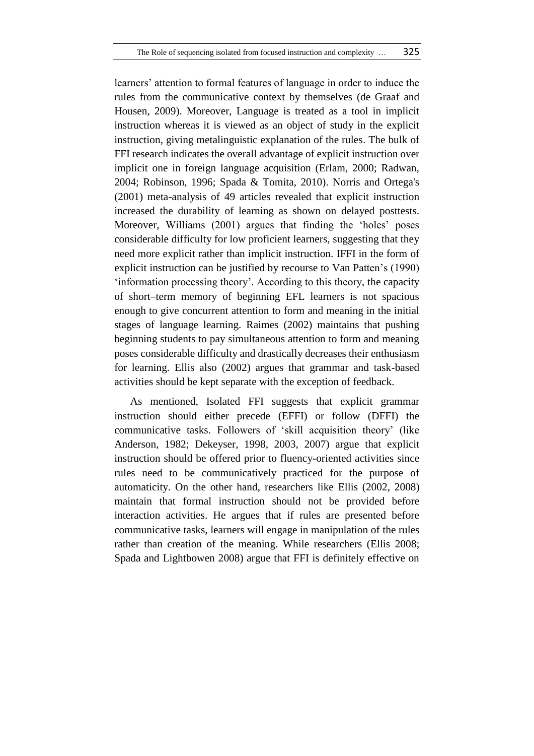learners' attention to formal features of language in order to induce the rules from the communicative context by themselves (de Graaf and Housen, 2009). Moreover, Language is treated as a tool in implicit instruction whereas it is viewed as an object of study in the explicit instruction, giving metalinguistic explanation of the rules. The bulk of FFI research indicates the overall advantage of explicit instruction over implicit one in foreign language acquisition (Erlam, 2000; Radwan, 2004; Robinson, 1996; Spada & Tomita, 2010). Norris and Ortega's (2001) meta-analysis of 49 articles revealed that explicit instruction increased the durability of learning as shown on delayed posttests. Moreover, Williams (2001) argues that finding the 'holes' poses considerable difficulty for low proficient learners, suggesting that they need more explicit rather than implicit instruction. IFFI in the form of explicit instruction can be justified by recourse to Van Patten's (1990) 'information processing theory'. According to this theory, the capacity of short–term memory of beginning EFL learners is not spacious enough to give concurrent attention to form and meaning in the initial stages of language learning. Raimes (2002) maintains that pushing beginning students to pay simultaneous attention to form and meaning poses considerable difficulty and drastically decreases their enthusiasm for learning. Ellis also (2002) argues that grammar and task-based activities should be kept separate with the exception of feedback.

As mentioned, Isolated FFI suggests that explicit grammar instruction should either precede (EFFI) or follow (DFFI) the communicative tasks. Followers of 'skill acquisition theory' (like Anderson, 1982; Dekeyser, 1998, 2003, 2007) argue that explicit instruction should be offered prior to fluency-oriented activities since rules need to be communicatively practiced for the purpose of automaticity. On the other hand, researchers like Ellis (2002, 2008) maintain that formal instruction should not be provided before interaction activities. He argues that if rules are presented before communicative tasks, learners will engage in manipulation of the rules rather than creation of the meaning. While researchers (Ellis 2008; Spada and Lightbowen 2008) argue that FFI is definitely effective on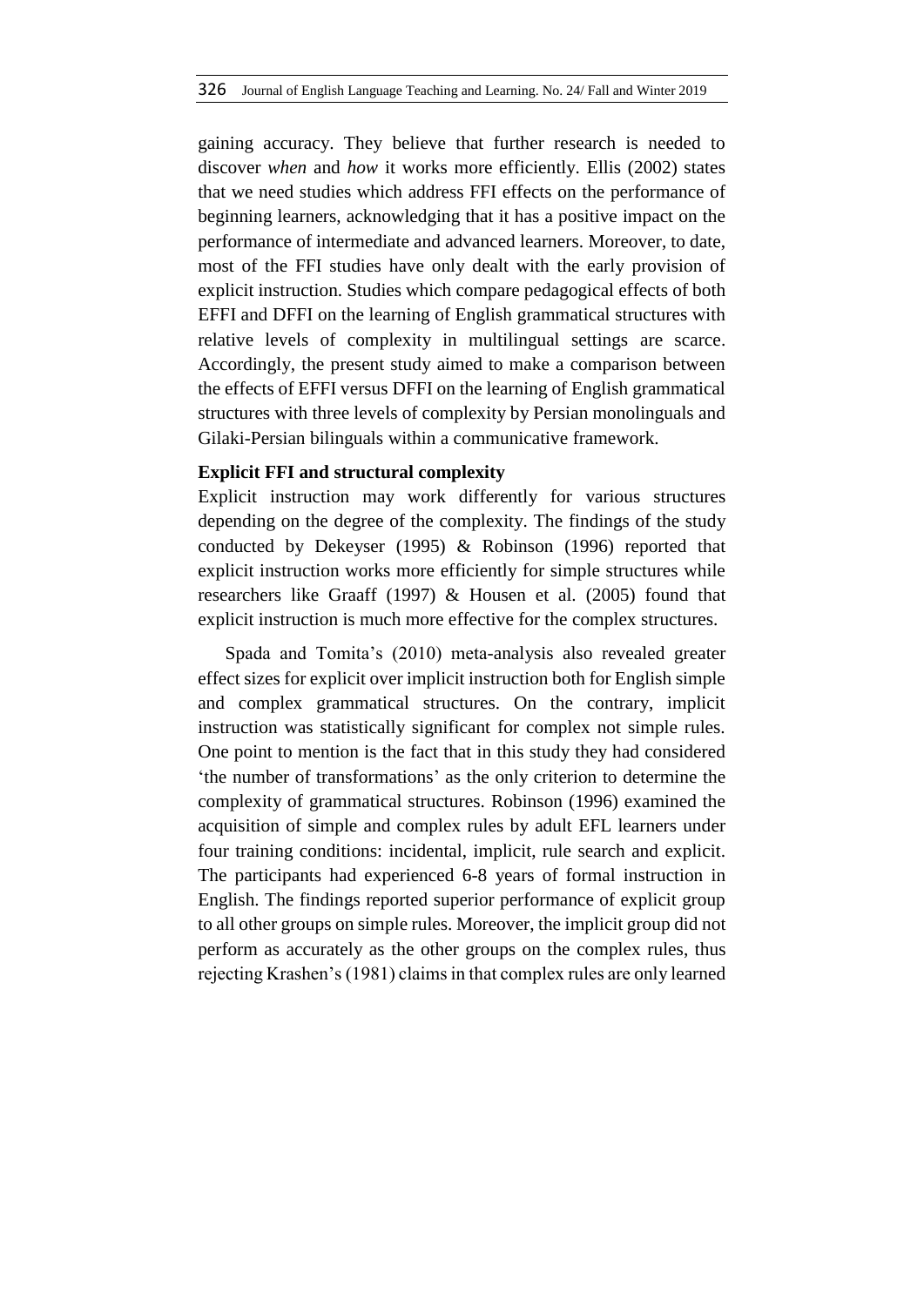gaining accuracy. They believe that further research is needed to discover *when* and *how* it works more efficiently. Ellis (2002) states that we need studies which address FFI effects on the performance of beginning learners, acknowledging that it has a positive impact on the performance of intermediate and advanced learners. Moreover, to date, most of the FFI studies have only dealt with the early provision of explicit instruction. Studies which compare pedagogical effects of both EFFI and DFFI on the learning of English grammatical structures with relative levels of complexity in multilingual settings are scarce. Accordingly, the present study aimed to make a comparison between the effects of EFFI versus DFFI on the learning of English grammatical structures with three levels of complexity by Persian monolinguals and Gilaki-Persian bilinguals within a communicative framework.

### Explicit FFI and structural complexity

Explicit instruction may work differently for various structures depending on the degree of the complexity. The findings of the study conducted by Dekeyser (1995) & Robinson (1996) reported that explicit instruction works more efficiently for simple structures while researchers like Graaff (1997) & Housen et al. (2005) found that explicit instruction is much more effective for the complex structures.

Spada and Tomita's (2010) meta-analysis also revealed greater effect sizes for explicit over implicit instruction both for English simple and complex grammatical structures. On the contrary, implicit instruction was statistically significant for complex not simple rules. One point to mention is the fact that in this study they had considered 'the number of transformations' as the only criterion to determine the complexity of grammatical structures. Robinson (1996) examined the acquisition of simple and complex rules by adult EFL learners under four training conditions: incidental, implicit, rule search and explicit. The participants had experienced 6-8 years of formal instruction in English. The findings reported superior performance of explicit group to all other groups on simple rules. Moreover, the implicit group did not perform as accurately as the other groups on the complex rules, thus rejecting Krashen's (1981) claims in that complex rules are only learned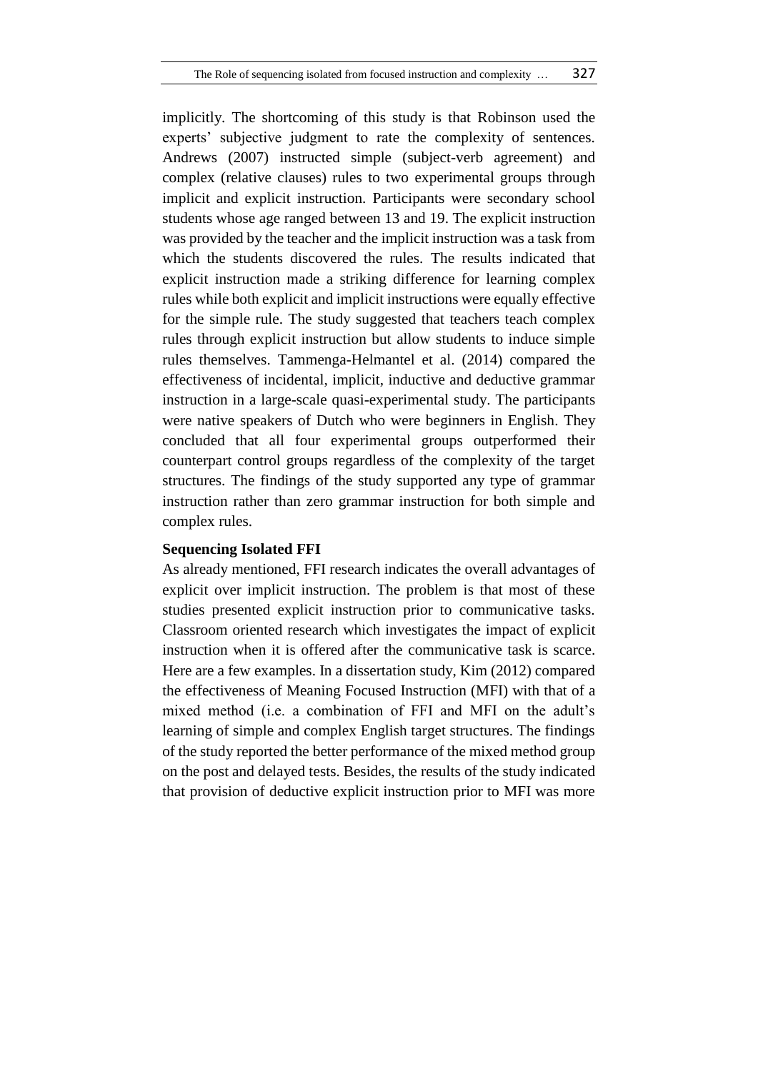implicitly. The shortcoming of this study is that Robinson used the experts' subjective judgment to rate the complexity of sentences. Andrews (2007) instructed simple (subject-verb agreement) and complex (relative clauses) rules to two experimental groups through implicit and explicit instruction. Participants were secondary school students whose age ranged between 13 and 19. The explicit instruction was provided by the teacher and the implicit instruction was a task from which the students discovered the rules. The results indicated that explicit instruction made a striking difference for learning complex rules while both explicit and implicit instructions were equally effective for the simple rule. The study suggested that teachers teach complex rules through explicit instruction but allow students to induce simple rules themselves. Tammenga-Helmantel et al. (2014) compared the effectiveness of incidental, implicit, inductive and deductive grammar instruction in a large-scale quasi-experimental study. The participants were native speakers of Dutch who were beginners in English. They concluded that all four experimental groups outperformed their counterpart control groups regardless of the complexity of the target structures. The findings of the study supported any type of grammar instruction rather than zero grammar instruction for both simple and complex rules.

**Sequencing Isolated FFI**

As already mentioned, FFI research indicates the overall advantages of explicit over implicit instruction. The problem is that most of these studies presented explicit instruction prior to communicative tasks. Classroom oriented research which investigates the impact of explicit instruction when it is offered after the communicative task is scarce. Here are a few examples. In a dissertation study, Kim (2012) compared the effectiveness of Meaning Focused Instruction (MFI) with that of a mixed method (i.e. a combination of FFI and MFI on the adult's learning of simple and complex English target structures. The findings of the study reported the better performance of the mixed method group on the post and delayed tests. Besides, the results of the study indicated that provision of deductive explicit instruction prior to MFI was more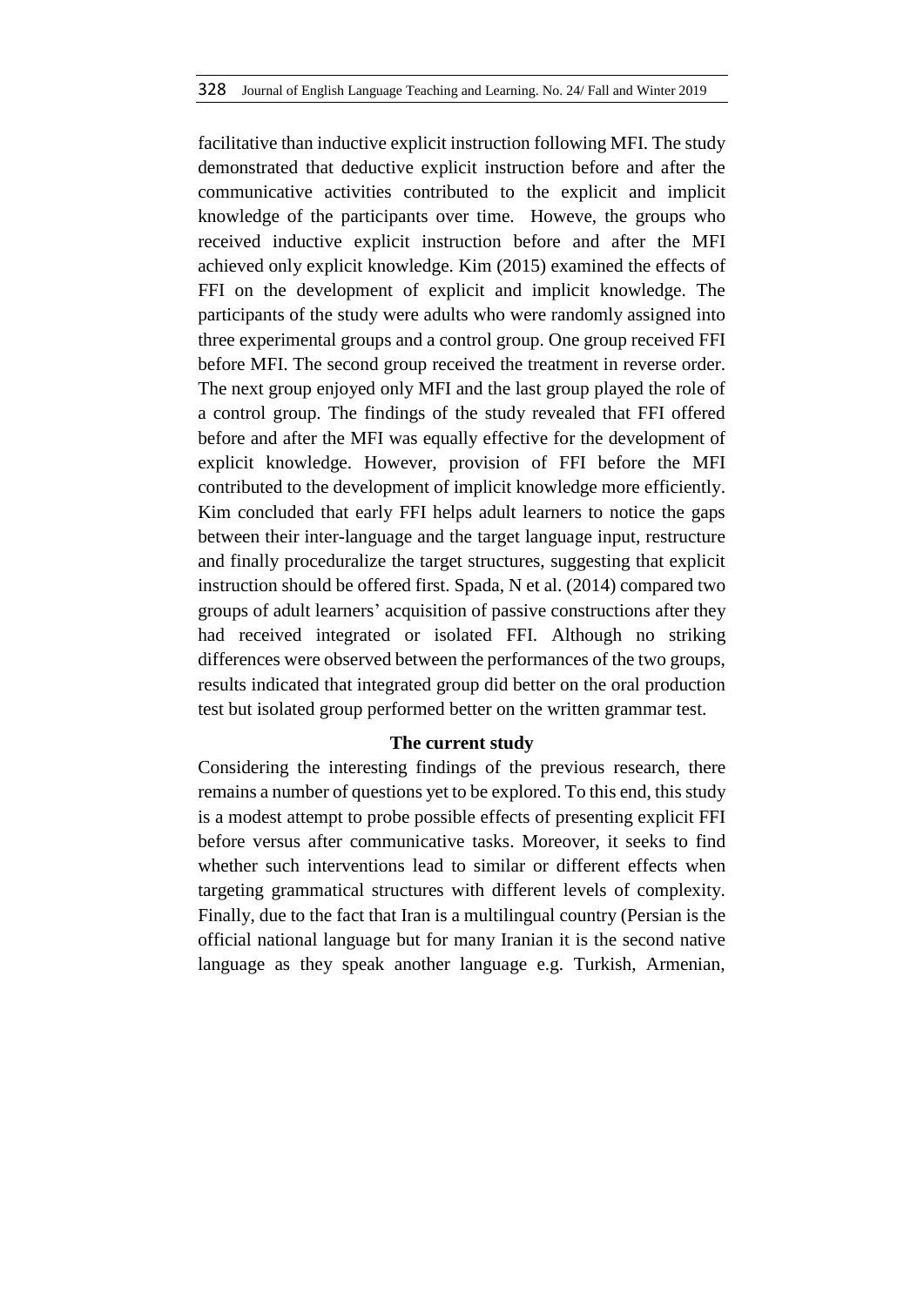facilitative than inductive explicit instruction following MFI. The study demonstrated that deductive explicit instruction before and after the communicative activities contributed to the explicit and implicit knowledge of the participants over time. Howeve, the groups who received inductive explicit instruction before and after the MFI achieved only explicit knowledge. Kim (2015) examined the effects of FFI on the development of explicit and implicit knowledge. The participants of the study were adults who were randomly assigned into three experimental groups and a control group. One group received FFI before MFI. The second group received the treatment in reverse order. The next group enjoyed only MFI and the last group played the role of a control group. The findings of the study revealed that FFI offered before and after the MFI was equally effective for the development of explicit knowledge. However, provision of FFI before the MFI contributed to the development of implicit knowledge more efficiently. Kim concluded that early FFI helps adult learners to notice the gaps between their inter-language and the target language input, restructure and finally proceduralize the target structures, suggesting that explicit instruction should be offered first. Spada, N et al. (2014) compared two groups of adult learners' acquisition of passive constructions after they had received integrated or isolated FFI. Although no striking differences were observed between the performances of the two groups, results indicated that integrated group did better on the oral production test but isolated group performed better on the written grammar test.

## The current study

Considering the interesting findings of the previous research, there remains a number of questions yet to be explored. To this end, this study is a modest attempt to probe possible effects of presenting explicit FFI before versus after communicative tasks. Moreover, it seeks to find whether such interventions lead to similar or different effects when targeting grammatical structures with different levels of complexity. Finally, due to the fact that Iran is a multilingual country (Persian is the official national language but for many Iranian it is the second native language as they speak another language e.g. Turkish, Armenian,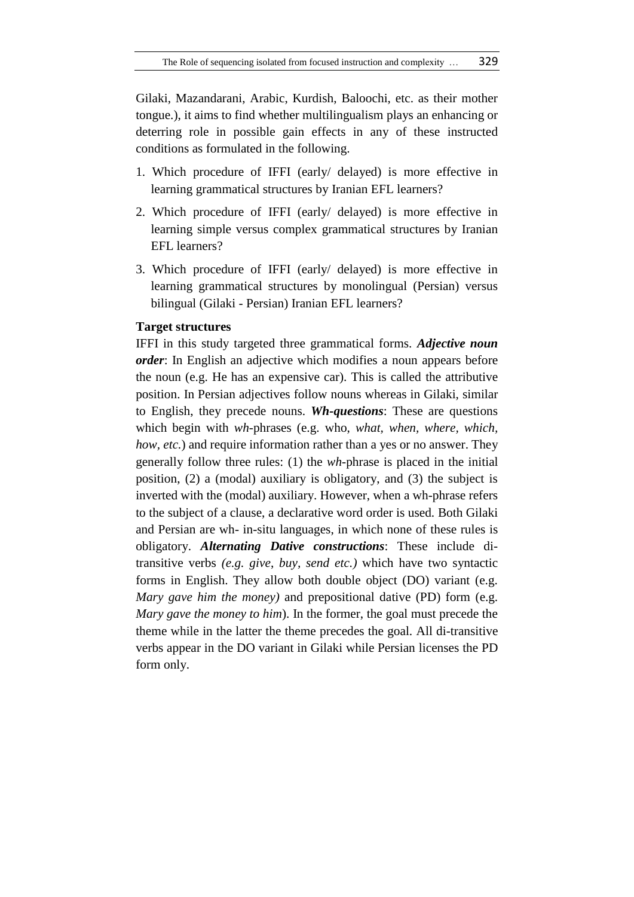Gilaki, Mazandarani, Arabic, Kurdish, Baloochi, etc. as their mother tongue.), it aims to find whether multilingualism plays an enhancing or deterring role in possible gain effects in any of these instructed conditions as formulated in the following.

1. Which procedure of IFFI (early/ delayed) is more effective in learning grammatical structures by Iranian EFL learners?
2. Which procedure of IFFI (early/ delayed) is more effective in learning simple versus complex grammatical structures by Iranian EFL learners?
3. Which procedure of IFFI (early/ delayed) is more effective in learning grammatical structures by monolingual (Persian) versus bilingual (Gilaki - Persian) Iranian EFL learners?

**Target structures**

IFFI in this study targeted three grammatical forms. ***Adjective noun order***: In English an adjective which modifies a noun appears before the noun (e.g. He has an expensive car). This is called the attributive position. In Persian adjectives follow nouns whereas in Gilaki, similar to English, they precede nouns. ***Wh-questions***: These are questions which begin with *wh*-phrases (e.g. who, *what, when, where, which, how, etc.*) and require information rather than a yes or no answer. They generally follow three rules: (1) the *wh*-phrase is placed in the initial position, (2) a (modal) auxiliary is obligatory, and (3) the subject is inverted with the (modal) auxiliary. However, when a wh-phrase refers to the subject of a clause, a declarative word order is used. Both Gilaki and Persian are wh- in-situ languages, in which none of these rules is obligatory. ***Alternating Dative constructions***: These include di-transitive verbs *(e.g. give, buy, send etc.)* which have two syntactic forms in English. They allow both double object (DO) variant (e.g. *Mary gave him the money)* and prepositional dative (PD) form (e.g. *Mary gave the money to him*). In the former, the goal must precede the theme while in the latter the theme precedes the goal. All di-transitive verbs appear in the DO variant in Gilaki while Persian licenses the PD form only.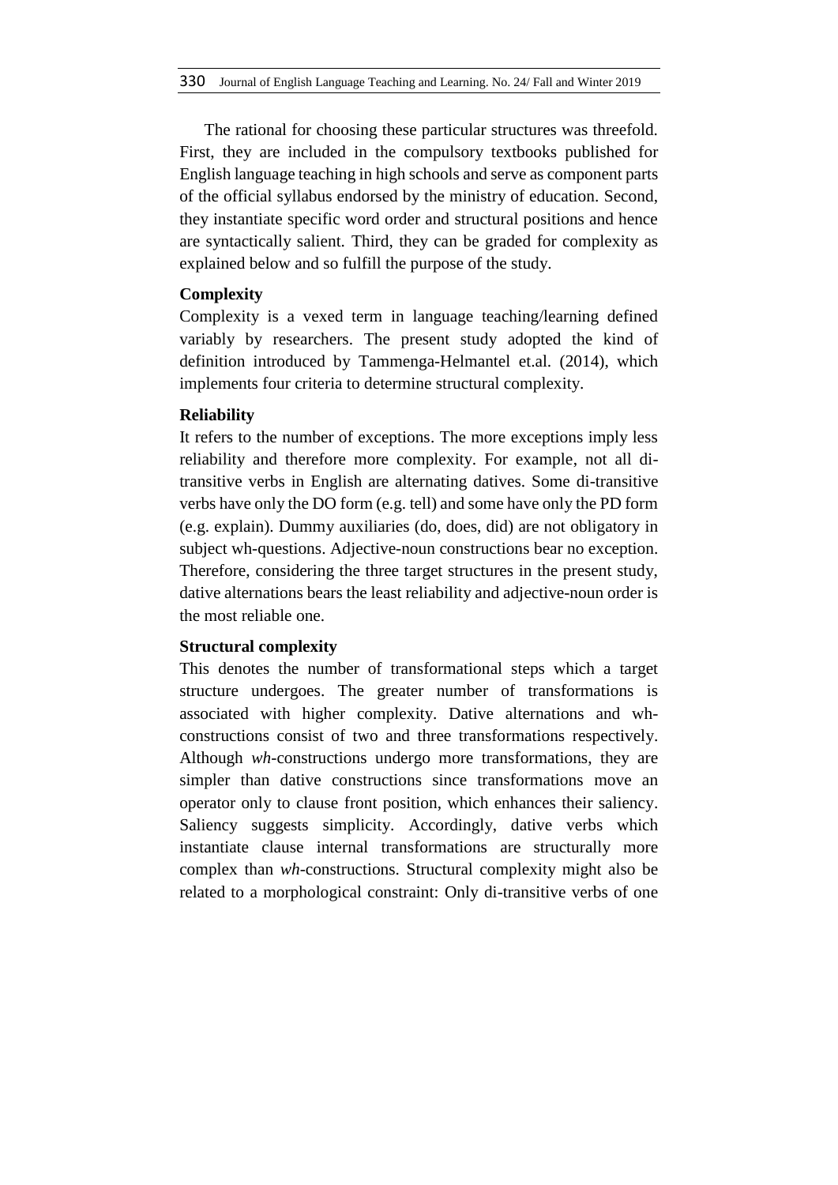The rational for choosing these particular structures was threefold. First, they are included in the compulsory textbooks published for English language teaching in high schools and serve as component parts of the official syllabus endorsed by the ministry of education. Second, they instantiate specific word order and structural positions and hence are syntactically salient. Third, they can be graded for complexity as explained below and so fulfill the purpose of the study.

**Complexity**

Complexity is a vexed term in language teaching/learning defined variably by researchers. The present study adopted the kind of definition introduced by Tammenga-Helmantel et.al. (2014), which implements four criteria to determine structural complexity.

**Reliability**

It refers to the number of exceptions. The more exceptions imply less reliability and therefore more complexity. For example, not all di-transitive verbs in English are alternating datives. Some di-transitive verbs have only the DO form (e.g. tell) and some have only the PD form (e.g. explain). Dummy auxiliaries (do, does, did) are not obligatory in subject wh-questions. Adjective-noun constructions bear no exception. Therefore, considering the three target structures in the present study, dative alternations bears the least reliability and adjective-noun order is the most reliable one.

**Structural complexity**

This denotes the number of transformational steps which a target structure undergoes. The greater number of transformations is associated with higher complexity. Dative alternations and wh-constructions consist of two and three transformations respectively. Although *wh*-constructions undergo more transformations, they are simpler than dative constructions since transformations move an operator only to clause front position, which enhances their saliency. Saliency suggests simplicity. Accordingly, dative verbs which instantiate clause internal transformations are structurally more complex than *wh*-constructions. Structural complexity might also be related to a morphological constraint: Only di-transitive verbs of one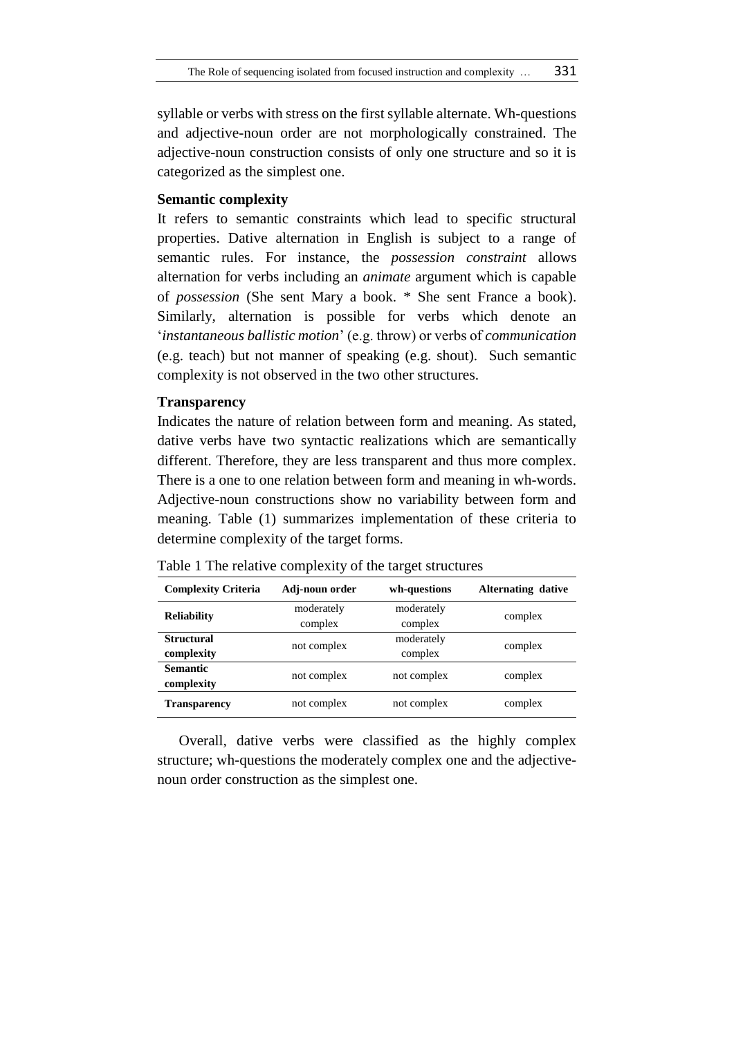syllable or verbs with stress on the first syllable alternate. Wh-questions and adjective-noun order are not morphologically constrained. The adjective-noun construction consists of only one structure and so it is categorized as the simplest one.

**Semantic complexity**

It refers to semantic constraints which lead to specific structural properties. Dative alternation in English is subject to a range of semantic rules. For instance, the *possession constraint* allows alternation for verbs including an *animate* argument which is capable of *possession* (She sent Mary a book. * She sent France a book). Similarly, alternation is possible for verbs which denote an '*instantaneous ballistic motion*' (e.g. throw) or verbs of *communication* (e.g. teach) but not manner of speaking (e.g. shout). Such semantic complexity is not observed in the two other structures.

**Transparency**

Indicates the nature of relation between form and meaning. As stated, dative verbs have two syntactic realizations which are semantically different. Therefore, they are less transparent and thus more complex. There is a one to one relation between form and meaning in wh-words. Adjective-noun constructions show no variability between form and meaning. Table (1) summarizes implementation of these criteria to determine complexity of the target forms.

Table 1 The relative complexity of the target structures

| Complexity Criteria | Adj-noun order | wh-questions | Alternating dative |
|---|---|---|---|
| **Reliability** | moderately complex | moderately complex | complex |
| **Structural complexity** | not complex | moderately complex | complex |
| **Semantic complexity** | not complex | not complex | complex |
| **Transparency** | not complex | not complex | complex |

Overall, dative verbs were classified as the highly complex structure; wh-questions the moderately complex one and the adjective-noun order construction as the simplest one.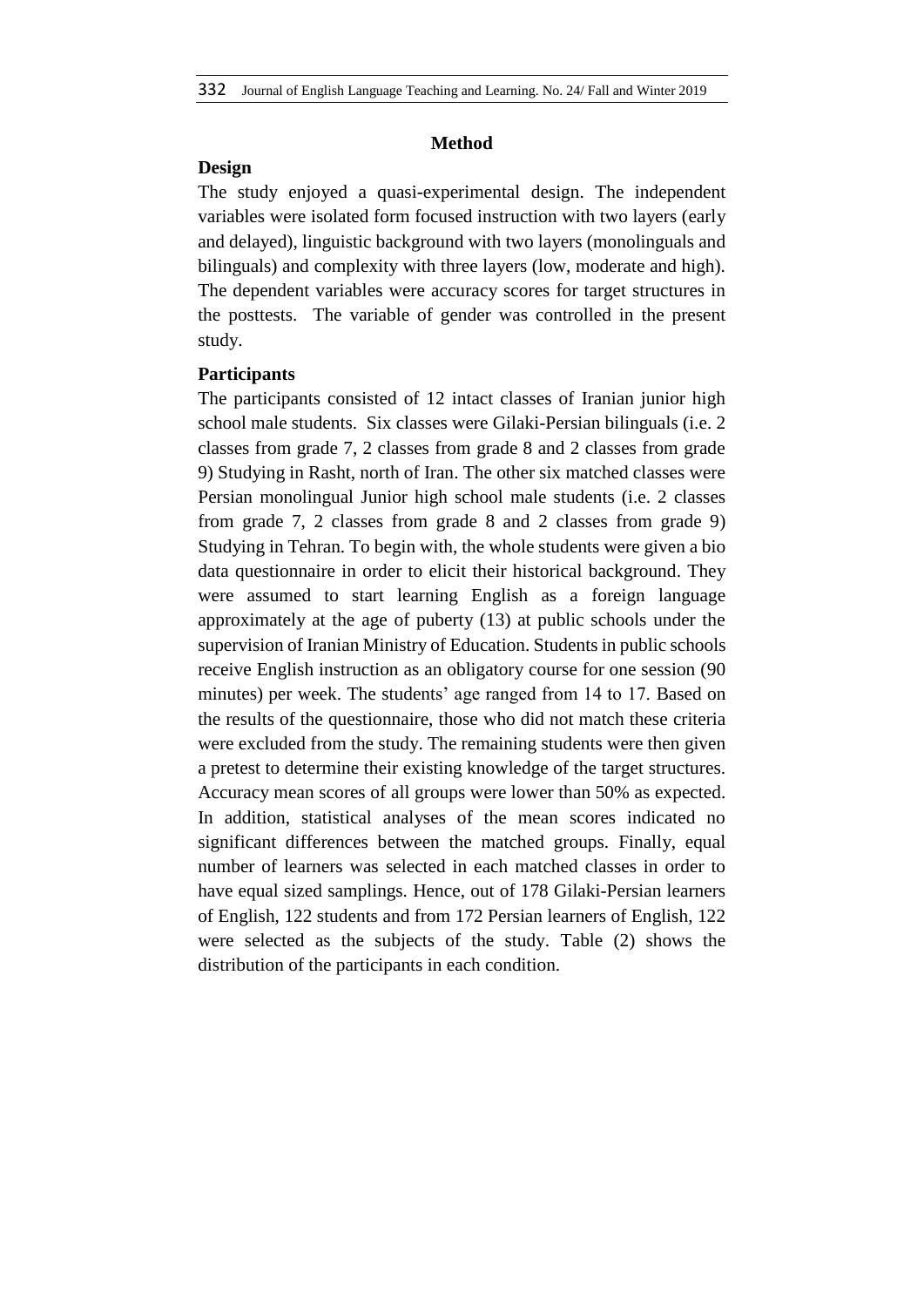## Method

### Design

The study enjoyed a quasi-experimental design. The independent variables were isolated form focused instruction with two layers (early and delayed), linguistic background with two layers (monolinguals and bilinguals) and complexity with three layers (low, moderate and high). The dependent variables were accuracy scores for target structures in the posttests. The variable of gender was controlled in the present study.

### Participants

The participants consisted of 12 intact classes of Iranian junior high school male students. Six classes were Gilaki-Persian bilinguals (i.e. 2 classes from grade 7, 2 classes from grade 8 and 2 classes from grade 9) Studying in Rasht, north of Iran. The other six matched classes were Persian monolingual Junior high school male students (i.e. 2 classes from grade 7, 2 classes from grade 8 and 2 classes from grade 9) Studying in Tehran. To begin with, the whole students were given a bio data questionnaire in order to elicit their historical background. They were assumed to start learning English as a foreign language approximately at the age of puberty (13) at public schools under the supervision of Iranian Ministry of Education. Students in public schools receive English instruction as an obligatory course for one session (90 minutes) per week. The students' age ranged from 14 to 17. Based on the results of the questionnaire, those who did not match these criteria were excluded from the study. The remaining students were then given a pretest to determine their existing knowledge of the target structures. Accuracy mean scores of all groups were lower than 50% as expected. In addition, statistical analyses of the mean scores indicated no significant differences between the matched groups. Finally, equal number of learners was selected in each matched classes in order to have equal sized samplings. Hence, out of 178 Gilaki-Persian learners of English, 122 students and from 172 Persian learners of English, 122 were selected as the subjects of the study. Table (2) shows the distribution of the participants in each condition.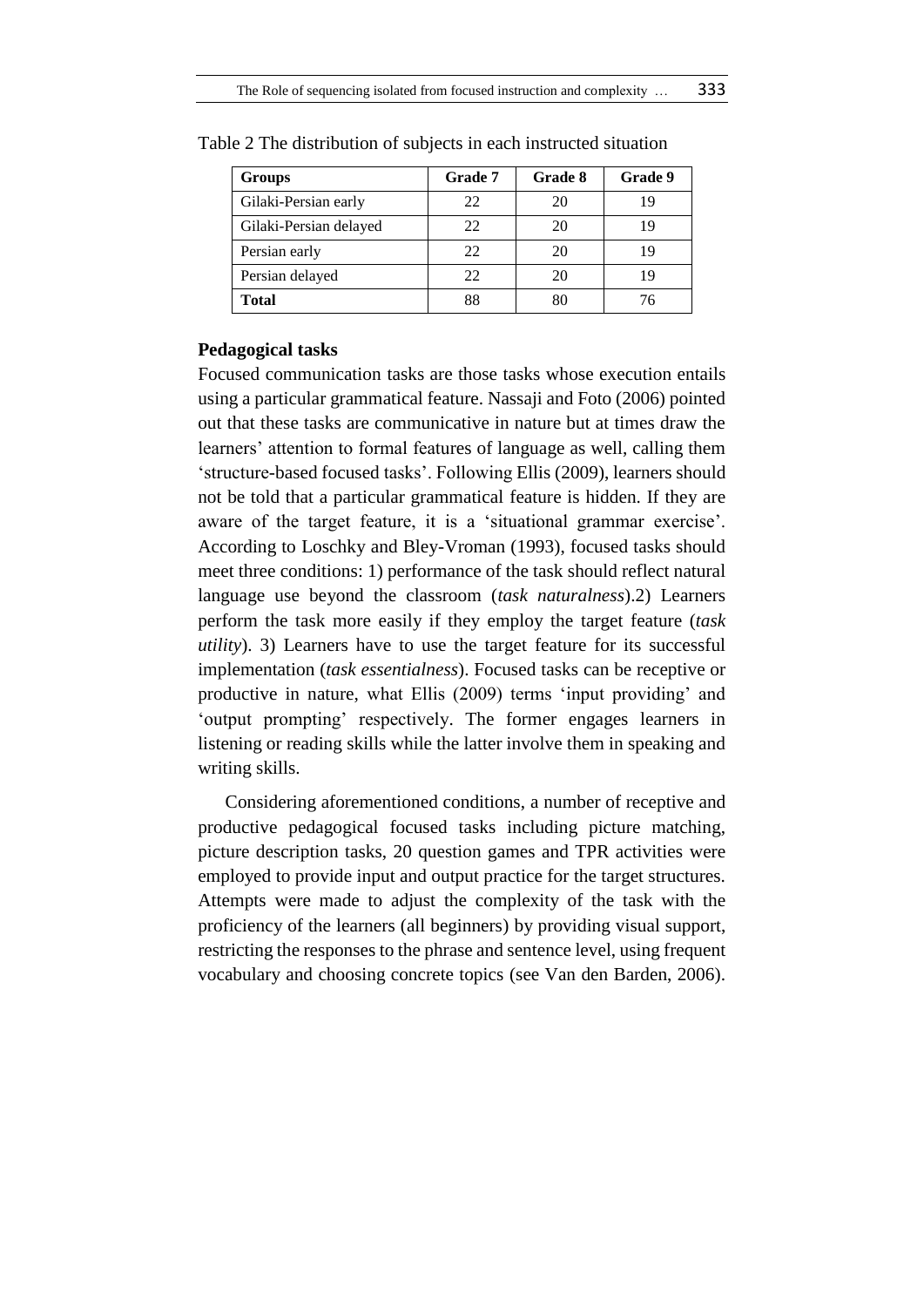Table 2 The distribution of subjects in each instructed situation

| Groups | Grade 7 | Grade 8 | Grade 9 |
|---|---|---|---|
| Gilaki-Persian early | 22 | 20 | 19 |
| Gilaki-Persian delayed | 22 | 20 | 19 |
| Persian early | 22 | 20 | 19 |
| Persian delayed | 22 | 20 | 19 |
| **Total** | 88 | 80 | 76 |

### Pedagogical tasks

Focused communication tasks are those tasks whose execution entails using a particular grammatical feature. Nassaji and Foto (2006) pointed out that these tasks are communicative in nature but at times draw the learners' attention to formal features of language as well, calling them 'structure-based focused tasks'. Following Ellis (2009), learners should not be told that a particular grammatical feature is hidden. If they are aware of the target feature, it is a 'situational grammar exercise'. According to Loschky and Bley-Vroman (1993), focused tasks should meet three conditions: 1) performance of the task should reflect natural language use beyond the classroom (*task naturalness*).2) Learners perform the task more easily if they employ the target feature (*task utility*). 3) Learners have to use the target feature for its successful implementation (*task essentialness*). Focused tasks can be receptive or productive in nature, what Ellis (2009) terms 'input providing' and 'output prompting' respectively. The former engages learners in listening or reading skills while the latter involve them in speaking and writing skills.

Considering aforementioned conditions, a number of receptive and productive pedagogical focused tasks including picture matching, picture description tasks, 20 question games and TPR activities were employed to provide input and output practice for the target structures. Attempts were made to adjust the complexity of the task with the proficiency of the learners (all beginners) by providing visual support, restricting the responses to the phrase and sentence level, using frequent vocabulary and choosing concrete topics (see Van den Barden, 2006).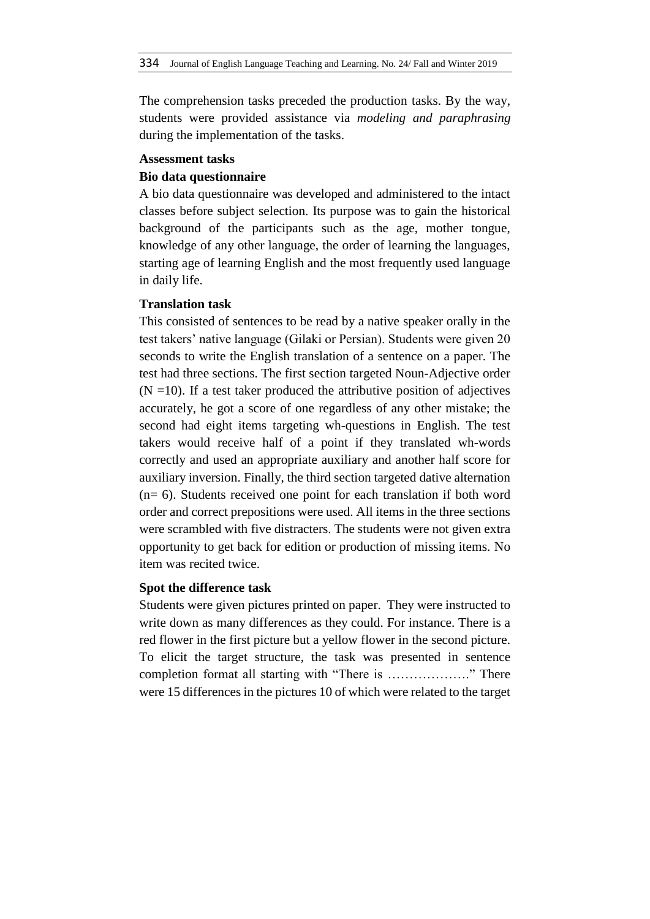The comprehension tasks preceded the production tasks. By the way, students were provided assistance via *modeling and paraphrasing* during the implementation of the tasks.

**Assessment tasks**

**Bio data questionnaire**

A bio data questionnaire was developed and administered to the intact classes before subject selection. Its purpose was to gain the historical background of the participants such as the age, mother tongue, knowledge of any other language, the order of learning the languages, starting age of learning English and the most frequently used language in daily life.

**Translation task**

This consisted of sentences to be read by a native speaker orally in the test takers' native language (Gilaki or Persian). Students were given 20 seconds to write the English translation of a sentence on a paper. The test had three sections. The first section targeted Noun-Adjective order (N =10). If a test taker produced the attributive position of adjectives accurately, he got a score of one regardless of any other mistake; the second had eight items targeting wh-questions in English. The test takers would receive half of a point if they translated wh-words correctly and used an appropriate auxiliary and another half score for auxiliary inversion. Finally, the third section targeted dative alternation (n= 6). Students received one point for each translation if both word order and correct prepositions were used. All items in the three sections were scrambled with five distracters. The students were not given extra opportunity to get back for edition or production of missing items. No item was recited twice.

**Spot the difference task**

Students were given pictures printed on paper. They were instructed to write down as many differences as they could. For instance. There is a red flower in the first picture but a yellow flower in the second picture. To elicit the target structure, the task was presented in sentence completion format all starting with "There is ………………." There were 15 differences in the pictures 10 of which were related to the target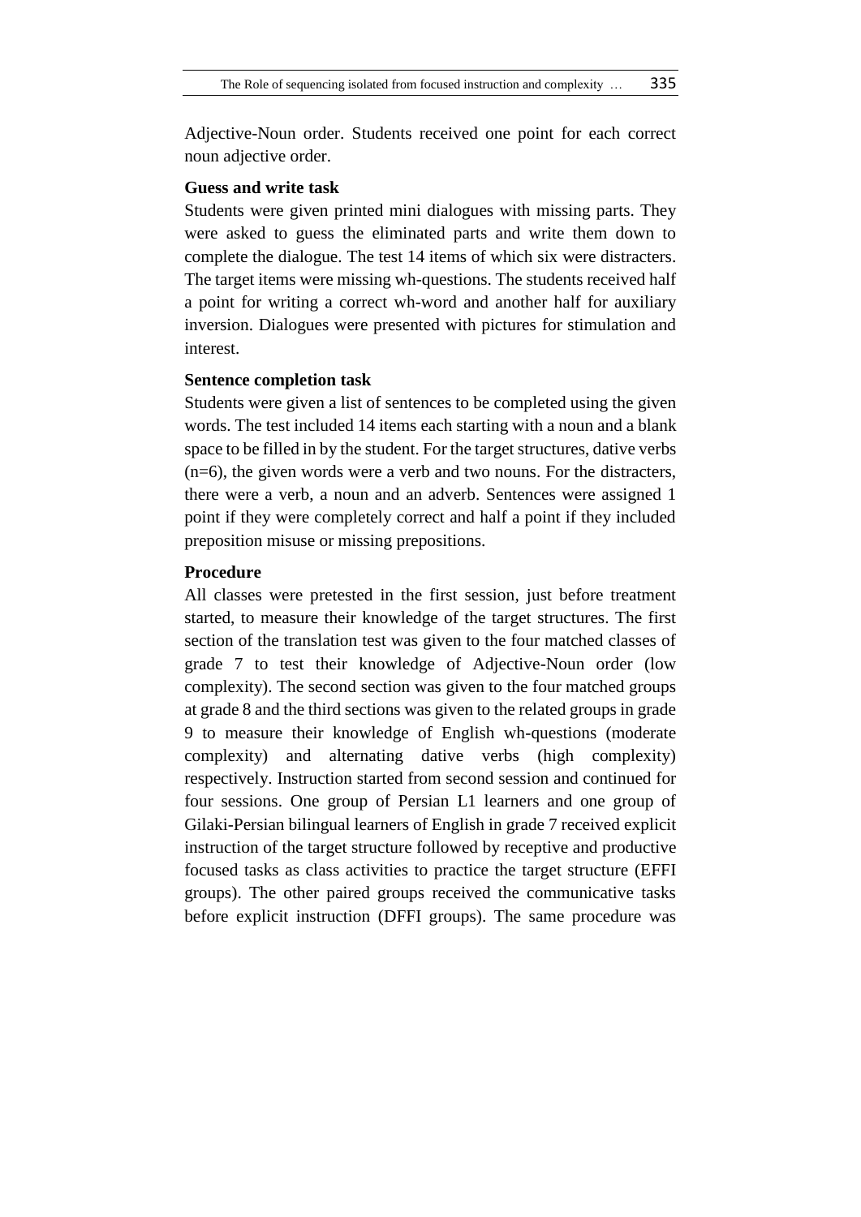Adjective-Noun order. Students received one point for each correct noun adjective order.

**Guess and write task**

Students were given printed mini dialogues with missing parts. They were asked to guess the eliminated parts and write them down to complete the dialogue. The test 14 items of which six were distracters. The target items were missing wh-questions. The students received half a point for writing a correct wh-word and another half for auxiliary inversion. Dialogues were presented with pictures for stimulation and interest.

**Sentence completion task**

Students were given a list of sentences to be completed using the given words. The test included 14 items each starting with a noun and a blank space to be filled in by the student. For the target structures, dative verbs (n=6), the given words were a verb and two nouns. For the distracters, there were a verb, a noun and an adverb. Sentences were assigned 1 point if they were completely correct and half a point if they included preposition misuse or missing prepositions.

**Procedure**

All classes were pretested in the first session, just before treatment started, to measure their knowledge of the target structures. The first section of the translation test was given to the four matched classes of grade 7 to test their knowledge of Adjective-Noun order (low complexity). The second section was given to the four matched groups at grade 8 and the third sections was given to the related groups in grade 9 to measure their knowledge of English wh-questions (moderate complexity) and alternating dative verbs (high complexity) respectively. Instruction started from second session and continued for four sessions. One group of Persian L1 learners and one group of Gilaki-Persian bilingual learners of English in grade 7 received explicit instruction of the target structure followed by receptive and productive focused tasks as class activities to practice the target structure (EFFI groups). The other paired groups received the communicative tasks before explicit instruction (DFFI groups). The same procedure was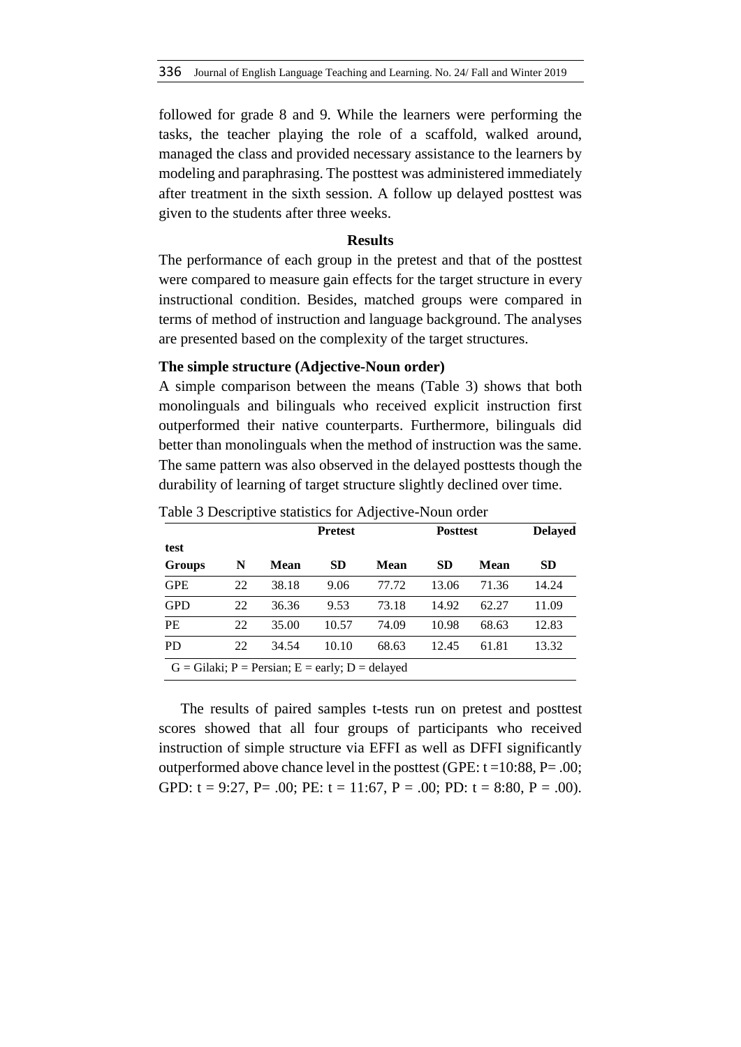followed for grade 8 and 9. While the learners were performing the tasks, the teacher playing the role of a scaffold, walked around, managed the class and provided necessary assistance to the learners by modeling and paraphrasing. The posttest was administered immediately after treatment in the sixth session. A follow up delayed posttest was given to the students after three weeks.

## Results

The performance of each group in the pretest and that of the posttest were compared to measure gain effects for the target structure in every instructional condition. Besides, matched groups were compared in terms of method of instruction and language background. The analyses are presented based on the complexity of the target structures.

### The simple structure (Adjective-Noun order)

A simple comparison between the means (Table 3) shows that both monolinguals and bilinguals who received explicit instruction first outperformed their native counterparts. Furthermore, bilinguals did better than monolinguals when the method of instruction was the same. The same pattern was also observed in the delayed posttests though the durability of learning of target structure slightly declined over time.

Table 3 Descriptive statistics for Adjective-Noun order

| test | | Pretest | | Posttest | | Delayed | |
|---|---|---|---|---|---|---|---|
| Groups | N | Mean | SD | Mean | SD | Mean | SD |
| GPE | 22 | 38.18 | 9.06 | 77.72 | 13.06 | 71.36 | 14.24 |
| GPD | 22 | 36.36 | 9.53 | 73.18 | 14.92 | 62.27 | 11.09 |
| PE | 22 | 35.00 | 10.57 | 74.09 | 10.98 | 68.63 | 12.83 |
| PD | 22 | 34.54 | 10.10 | 68.63 | 12.45 | 61.81 | 13.32 |

G = Gilaki; P = Persian; E = early; D = delayed

The results of paired samples t-tests run on pretest and posttest scores showed that all four groups of participants who received instruction of simple structure via EFFI as well as DFFI significantly outperformed above chance level in the posttest (GPE: $t = 10{:}88$, $P = .00$; GPD: $t = 9{:}27$, $P = .00$; PE: $t = 11{:}67$, $P = .00$; PD: $t = 8{:}80$, $P = .00$).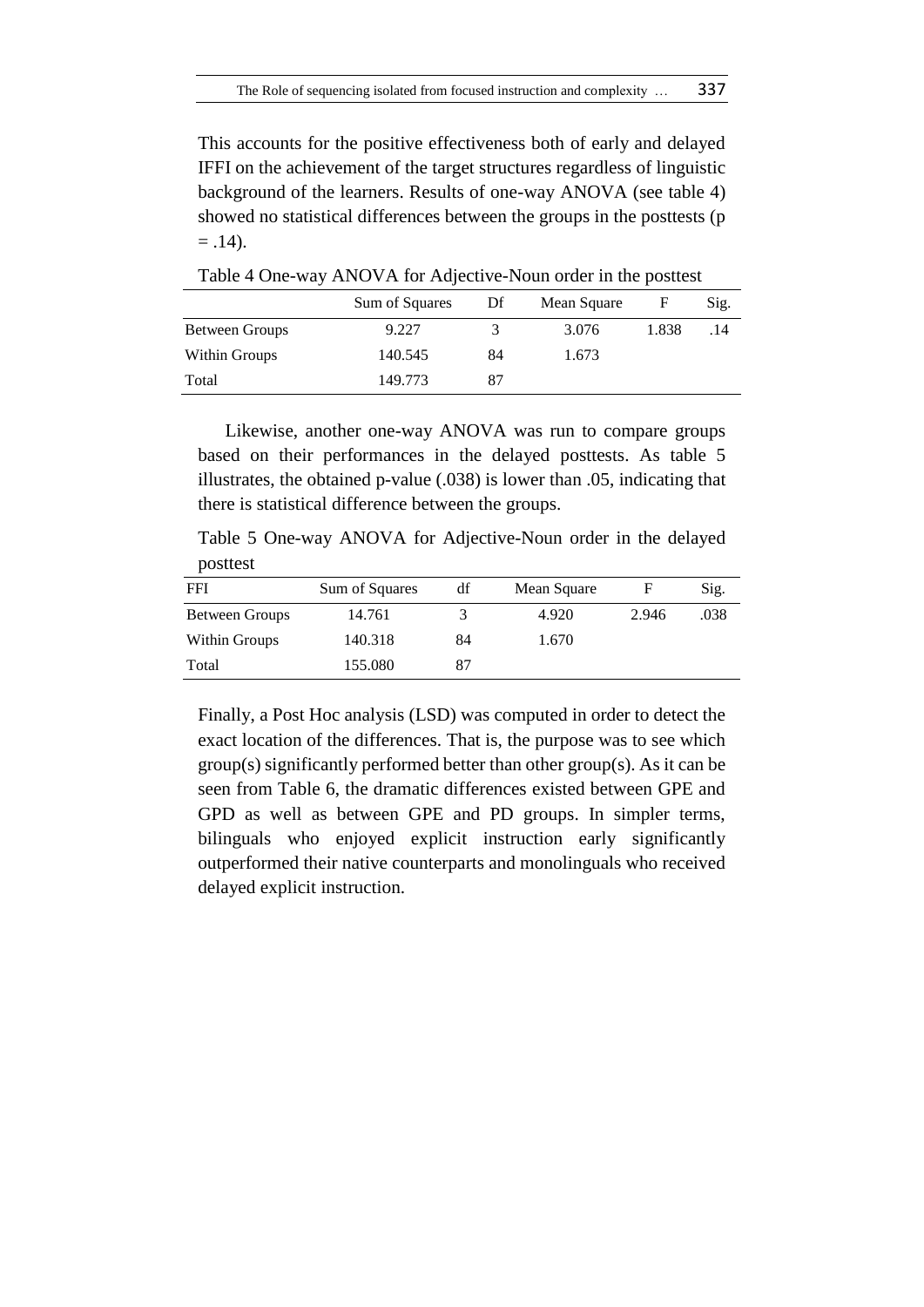This accounts for the positive effectiveness both of early and delayed IFFI on the achievement of the target structures regardless of linguistic background of the learners. Results of one-way ANOVA (see table 4) showed no statistical differences between the groups in the posttests ($p = .14$).

Table 4 One-way ANOVA for Adjective-Noun order in the posttest

| | Sum of Squares | Df | Mean Square | F | Sig. |
|---|---|---|---|---|---|
| Between Groups | 9.227 | 3 | 3.076 | 1.838 | .14 |
| Within Groups | 140.545 | 84 | 1.673 | | |
| Total | 149.773 | 87 | | | |

Likewise, another one-way ANOVA was run to compare groups based on their performances in the delayed posttests. As table 5 illustrates, the obtained p-value (.038) is lower than .05, indicating that there is statistical difference between the groups.

Table 5 One-way ANOVA for Adjective-Noun order in the delayed posttest

| FFI | Sum of Squares | df | Mean Square | F | Sig. |
|---|---|---|---|---|---|
| Between Groups | 14.761 | 3 | 4.920 | 2.946 | .038 |
| Within Groups | 140.318 | 84 | 1.670 | | |
| Total | 155.080 | 87 | | | |

Finally, a Post Hoc analysis (LSD) was computed in order to detect the exact location of the differences. That is, the purpose was to see which group(s) significantly performed better than other group(s). As it can be seen from Table 6, the dramatic differences existed between GPE and GPD as well as between GPE and PD groups. In simpler terms, bilinguals who enjoyed explicit instruction early significantly outperformed their native counterparts and monolinguals who received delayed explicit instruction.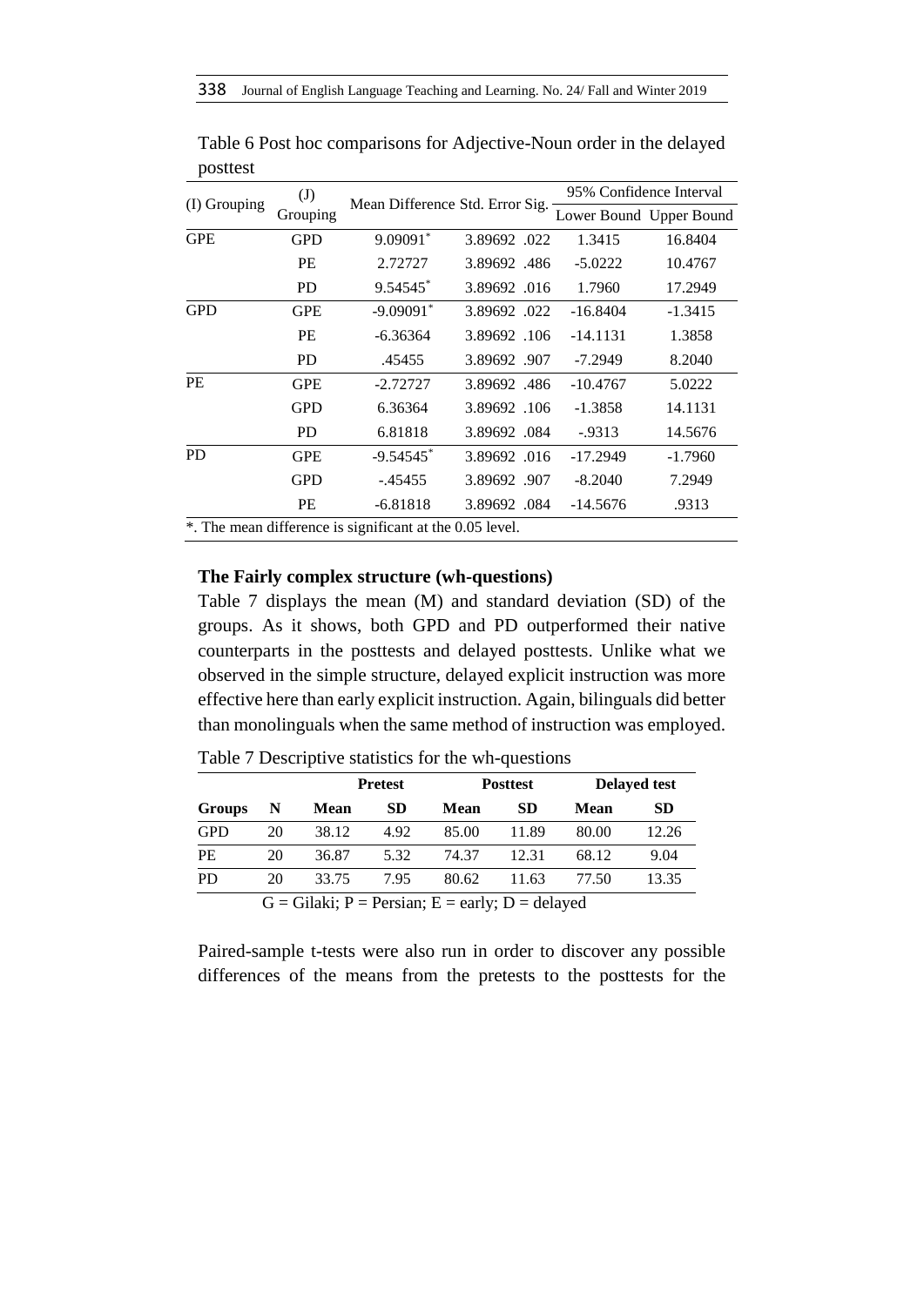Table 6 Post hoc comparisons for Adjective-Noun order in the delayed posttest

| (I) Grouping | (J) Grouping | Mean Difference | Std. Error | Sig. | 95% Confidence Interval | |
|---|---|---|---|---|---|---|
| | | | | | Lower Bound | Upper Bound |
| GPE | GPD | 9.09091* | 3.89692 | .022 | 1.3415 | 16.8404 |
| | PE | 2.72727 | 3.89692 | .486 | -5.0222 | 10.4767 |
| | PD | 9.54545* | 3.89692 | .016 | 1.7960 | 17.2949 |
| GPD | GPE | -9.09091* | 3.89692 | .022 | -16.8404 | -1.3415 |
| | PE | -6.36364 | 3.89692 | .106 | -14.1131 | 1.3858 |
| | PD | .45455 | 3.89692 | .907 | -7.2949 | 8.2040 |
| PE | GPE | -2.72727 | 3.89692 | .486 | -10.4767 | 5.0222 |
| | GPD | 6.36364 | 3.89692 | .106 | -1.3858 | 14.1131 |
| | PD | 6.81818 | 3.89692 | .084 | -.9313 | 14.5676 |
| PD | GPE | -9.54545* | 3.89692 | .016 | -17.2949 | -1.7960 |
| | GPD | -.45455 | 3.89692 | .907 | -8.2040 | 7.2949 |
| | PE | -6.81818 | 3.89692 | .084 | -14.5676 | .9313 |

*. The mean difference is significant at the 0.05 level.

### The Fairly complex structure (wh-questions)

Table 7 displays the mean (M) and standard deviation (SD) of the groups. As it shows, both GPD and PD outperformed their native counterparts in the posttests and delayed posttests. Unlike what we observed in the simple structure, delayed explicit instruction was more effective here than early explicit instruction. Again, bilinguals did better than monolinguals when the same method of instruction was employed.

Table 7 Descriptive statistics for the wh-questions

| | | Pretest | | Posttest | | Delayed test | |
|---|---|---|---|---|---|---|---|
| **Groups** | **N** | **Mean** | **SD** | **Mean** | **SD** | **Mean** | **SD** |
| GPD | 20 | 38.12 | 4.92 | 85.00 | 11.89 | 80.00 | 12.26 |
| PE | 20 | 36.87 | 5.32 | 74.37 | 12.31 | 68.12 | 9.04 |
| PD | 20 | 33.75 | 7.95 | 80.62 | 11.63 | 77.50 | 13.35 |

G = Gilaki; P = Persian; E = early; D = delayed

Paired-sample t-tests were also run in order to discover any possible differences of the means from the pretests to the posttests for the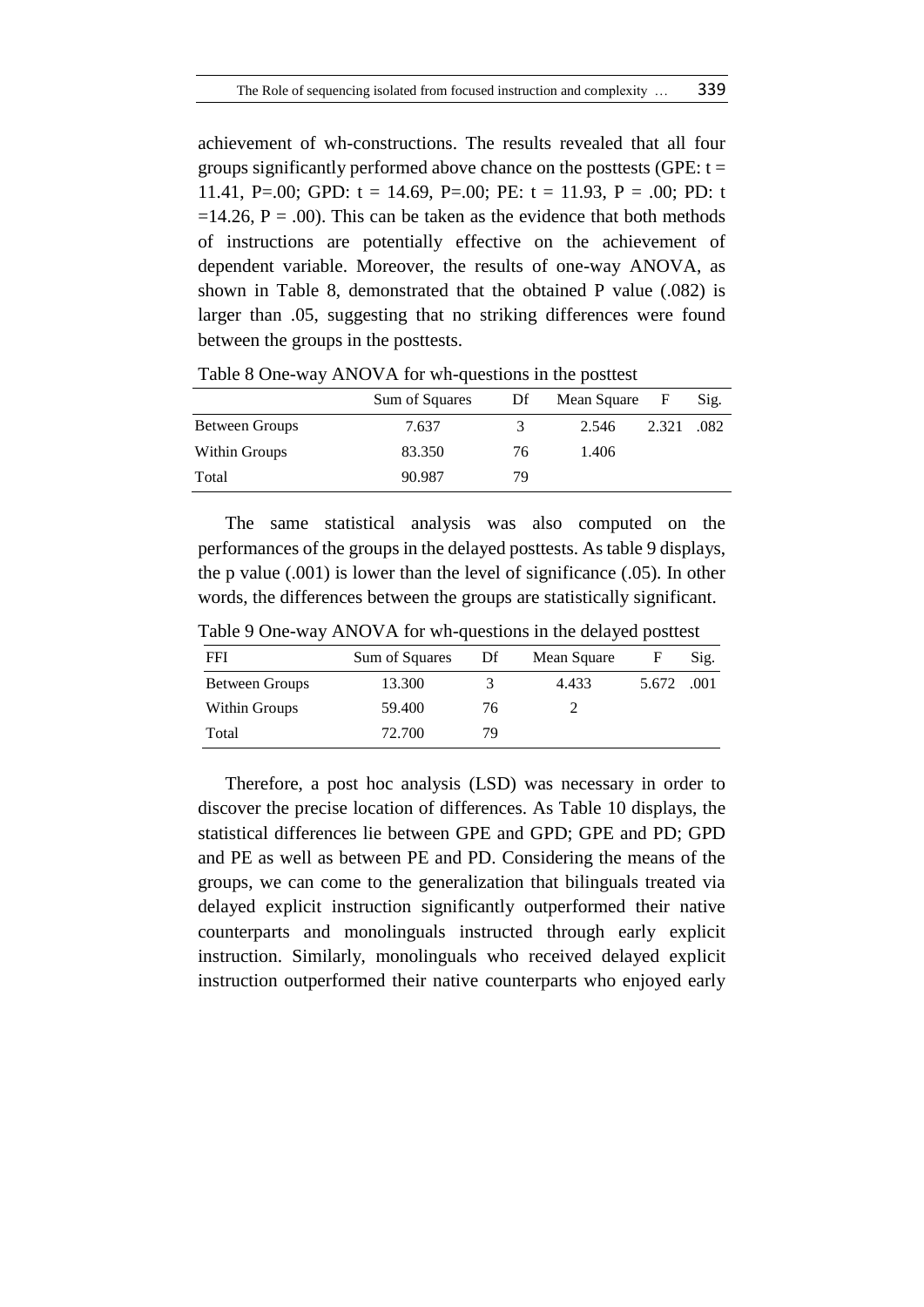achievement of wh-constructions. The results revealed that all four groups significantly performed above chance on the posttests (GPE: $t = 11.41$, $P = .00$; GPD: $t = 14.69$, $P = .00$; PE: $t = 11.93$, $P = .00$; PD: $t = 14.26$, $P = .00$). This can be taken as the evidence that both methods of instructions are potentially effective on the achievement of dependent variable. Moreover, the results of one-way ANOVA, as shown in Table 8, demonstrated that the obtained P value (.082) is larger than .05, suggesting that no striking differences were found between the groups in the posttests.

Table 8 One-way ANOVA for wh-questions in the posttest

| | Sum of Squares | Df | Mean Square | F | Sig. |
|---|---|---|---|---|---|
| Between Groups | 7.637 | 3 | 2.546 | 2.321 | .082 |
| Within Groups | 83.350 | 76 | 1.406 | | |
| Total | 90.987 | 79 | | | |

The same statistical analysis was also computed on the performances of the groups in the delayed posttests. As table 9 displays, the p value (.001) is lower than the level of significance (.05). In other words, the differences between the groups are statistically significant.

Table 9 One-way ANOVA for wh-questions in the delayed posttest

| FFI | Sum of Squares | Df | Mean Square | F | Sig. |
|---|---|---|---|---|---|
| Between Groups | 13.300 | 3 | 4.433 | 5.672 | .001 |
| Within Groups | 59.400 | 76 | 2 | | |
| Total | 72.700 | 79 | | | |

Therefore, a post hoc analysis (LSD) was necessary in order to discover the precise location of differences. As Table 10 displays, the statistical differences lie between GPE and GPD; GPE and PD; GPD and PE as well as between PE and PD. Considering the means of the groups, we can come to the generalization that bilinguals treated via delayed explicit instruction significantly outperformed their native counterparts and monolinguals instructed through early explicit instruction. Similarly, monolinguals who received delayed explicit instruction outperformed their native counterparts who enjoyed early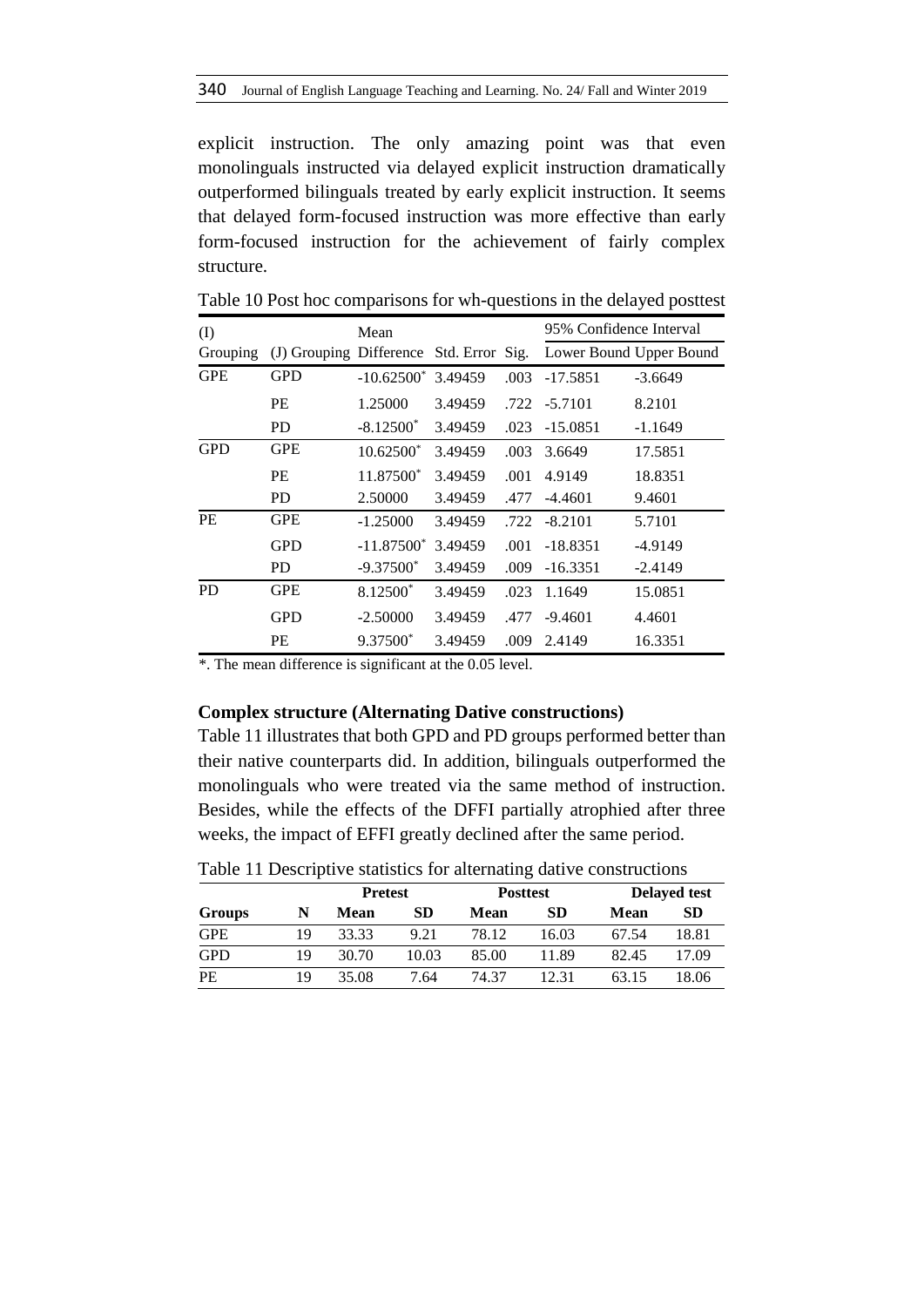explicit instruction. The only amazing point was that even monolinguals instructed via delayed explicit instruction dramatically outperformed bilinguals treated by early explicit instruction. It seems that delayed form-focused instruction was more effective than early form-focused instruction for the achievement of fairly complex structure.

Table 10 Post hoc comparisons for wh-questions in the delayed posttest

| (I) Grouping | (J) Grouping | Mean Difference | Std. Error | Sig. | 95% Confidence Interval Lower Bound | Upper Bound |
|---|---|---|---|---|---|---|
| GPE | GPD | -10.62500* | 3.49459 | .003 | -17.5851 | -3.6649 |
| | PE | 1.25000 | 3.49459 | .722 | -5.7101 | 8.2101 |
| | PD | -8.12500* | 3.49459 | .023 | -15.0851 | -1.1649 |
| GPD | GPE | 10.62500* | 3.49459 | .003 | 3.6649 | 17.5851 |
| | PE | 11.87500* | 3.49459 | .001 | 4.9149 | 18.8351 |
| | PD | 2.50000 | 3.49459 | .477 | -4.4601 | 9.4601 |
| PE | GPE | -1.25000 | 3.49459 | .722 | -8.2101 | 5.7101 |
| | GPD | -11.87500* | 3.49459 | .001 | -18.8351 | -4.9149 |
| | PD | -9.37500* | 3.49459 | .009 | -16.3351 | -2.4149 |
| PD | GPE | 8.12500* | 3.49459 | .023 | 1.1649 | 15.0851 |
| | GPD | -2.50000 | 3.49459 | .477 | -9.4601 | 4.4601 |
| | PE | 9.37500* | 3.49459 | .009 | 2.4149 | 16.3351 |

*. The mean difference is significant at the 0.05 level.

**Complex structure (Alternating Dative constructions)**

Table 11 illustrates that both GPD and PD groups performed better than their native counterparts did. In addition, bilinguals outperformed the monolinguals who were treated via the same method of instruction. Besides, while the effects of the DFFI partially atrophied after three weeks, the impact of EFFI greatly declined after the same period.

Table 11 Descriptive statistics for alternating dative constructions

| | | Pretest | | Posttest | | Delayed test | |
|---|---|---|---|---|---|---|---|
| **Groups** | **N** | **Mean** | **SD** | **Mean** | **SD** | **Mean** | **SD** |
| GPE | 19 | 33.33 | 9.21 | 78.12 | 16.03 | 67.54 | 18.81 |
| GPD | 19 | 30.70 | 10.03 | 85.00 | 11.89 | 82.45 | 17.09 |
| PE | 19 | 35.08 | 7.64 | 74.37 | 12.31 | 63.15 | 18.06 |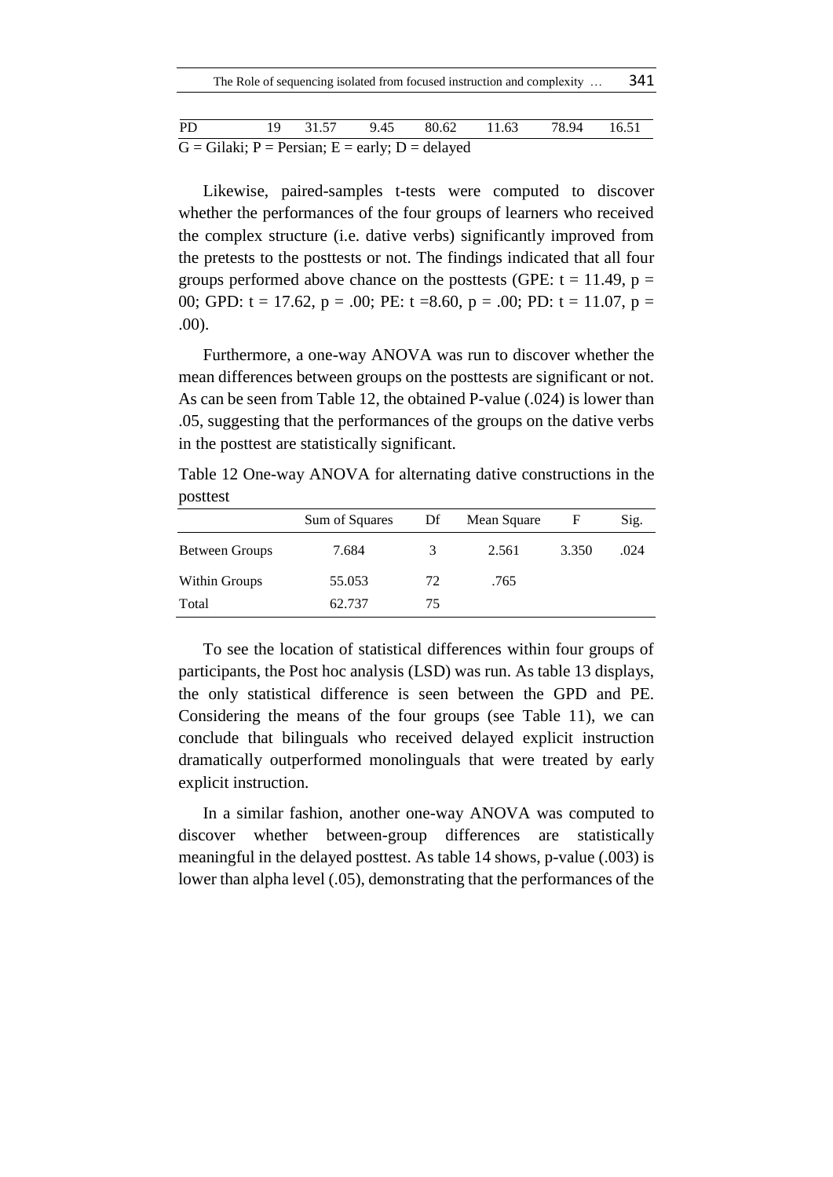| PD | 19 | 31.57 | 9.45 | 80.62 | 11.63 | 78.94 | 16.51 |
|---|---|---|---|---|---|---|---|

G = Gilaki; P = Persian; E = early; D = delayed

Likewise, paired-samples t-tests were computed to discover whether the performances of the four groups of learners who received the complex structure (i.e. dative verbs) significantly improved from the pretests to the posttests or not. The findings indicated that all four groups performed above chance on the posttests (GPE: $t = 11.49$, $p = 00$; GPD: $t = 17.62$, $p = .00$; PE: $t = 8.60$, $p = .00$; PD: $t = 11.07$, $p = .00$).

Furthermore, a one-way ANOVA was run to discover whether the mean differences between groups on the posttests are significant or not. As can be seen from Table 12, the obtained P-value (.024) is lower than .05, suggesting that the performances of the groups on the dative verbs in the posttest are statistically significant.

Table 12 One-way ANOVA for alternating dative constructions in the posttest

| | Sum of Squares | Df | Mean Square | F | Sig. |
|---|---|---|---|---|---|
| Between Groups | 7.684 | 3 | 2.561 | 3.350 | .024 |
| Within Groups | 55.053 | 72 | .765 | | |
| Total | 62.737 | 75 | | | |

To see the location of statistical differences within four groups of participants, the Post hoc analysis (LSD) was run. As table 13 displays, the only statistical difference is seen between the GPD and PE. Considering the means of the four groups (see Table 11), we can conclude that bilinguals who received delayed explicit instruction dramatically outperformed monolinguals that were treated by early explicit instruction.

In a similar fashion, another one-way ANOVA was computed to discover whether between-group differences are statistically meaningful in the delayed posttest. As table 14 shows, p-value (.003) is lower than alpha level (.05), demonstrating that the performances of the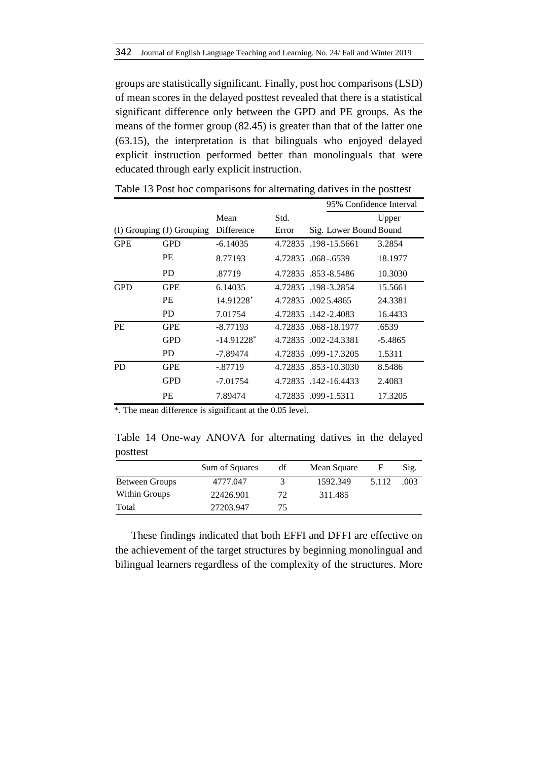groups are statistically significant. Finally, post hoc comparisons (LSD) of mean scores in the delayed posttest revealed that there is a statistical significant difference only between the GPD and PE groups. As the means of the former group (82.45) is greater than that of the latter one (63.15), the interpretation is that bilinguals who enjoyed delayed explicit instruction performed better than monolinguals that were educated through early explicit instruction.

Table 13 Post hoc comparisons for alternating datives in the posttest

| (I) Grouping | (J) Grouping | Mean Difference | Std. Error | Sig. | 95% Confidence Interval Lower Bound | Upper Bound |
|---|---|---|---|---|---|---|
| GPE | GPD | -6.14035 | 4.72835 | .198 | -15.5661 | 3.2854 |
| | PE | 8.77193 | 4.72835 | .068 | -.6539 | 18.1977 |
| | PD | .87719 | 4.72835 | .853 | -8.5486 | 10.3030 |
| GPD | GPE | 6.14035 | 4.72835 | .198 | -3.2854 | 15.5661 |
| | PE | 14.91228* | 4.72835 | .002 | 5.4865 | 24.3381 |
| | PD | 7.01754 | 4.72835 | .142 | -2.4083 | 16.4433 |
| PE | GPE | -8.77193 | 4.72835 | .068 | -18.1977 | .6539 |
| | GPD | -14.91228* | 4.72835 | .002 | -24.3381 | -5.4865 |
| | PD | -7.89474 | 4.72835 | .099 | -17.3205 | 1.5311 |
| PD | GPE | -.87719 | 4.72835 | .853 | -10.3030 | 8.5486 |
| | GPD | -7.01754 | 4.72835 | .142 | -16.4433 | 2.4083 |
| | PE | 7.89474 | 4.72835 | .099 | -1.5311 | 17.3205 |

*. The mean difference is significant at the 0.05 level.

Table 14 One-way ANOVA for alternating datives in the delayed posttest

| | Sum of Squares | df | Mean Square | F | Sig. |
|---|---|---|---|---|---|
| Between Groups | 4777.047 | 3 | 1592.349 | 5.112 | .003 |
| Within Groups | 22426.901 | 72 | 311.485 | | |
| Total | 27203.947 | 75 | | | |

These findings indicated that both EFFI and DFFI are effective on the achievement of the target structures by beginning monolingual and bilingual learners regardless of the complexity of the structures. More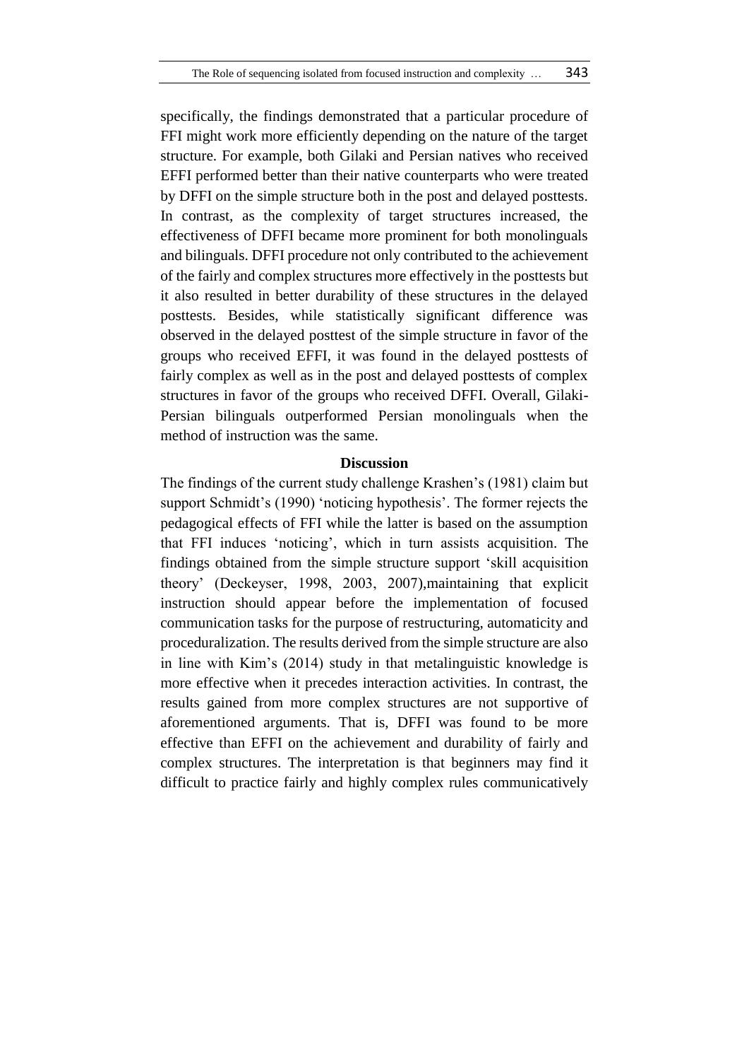specifically, the findings demonstrated that a particular procedure of FFI might work more efficiently depending on the nature of the target structure. For example, both Gilaki and Persian natives who received EFFI performed better than their native counterparts who were treated by DFFI on the simple structure both in the post and delayed posttests. In contrast, as the complexity of target structures increased, the effectiveness of DFFI became more prominent for both monolinguals and bilinguals. DFFI procedure not only contributed to the achievement of the fairly and complex structures more effectively in the posttests but it also resulted in better durability of these structures in the delayed posttests. Besides, while statistically significant difference was observed in the delayed posttest of the simple structure in favor of the groups who received EFFI, it was found in the delayed posttests of fairly complex as well as in the post and delayed posttests of complex structures in favor of the groups who received DFFI. Overall, Gilaki-Persian bilinguals outperformed Persian monolinguals when the method of instruction was the same.

## Discussion

The findings of the current study challenge Krashen's (1981) claim but support Schmidt's (1990) 'noticing hypothesis'. The former rejects the pedagogical effects of FFI while the latter is based on the assumption that FFI induces 'noticing', which in turn assists acquisition. The findings obtained from the simple structure support 'skill acquisition theory' (Deckeyser, 1998, 2003, 2007),maintaining that explicit instruction should appear before the implementation of focused communication tasks for the purpose of restructuring, automaticity and proceduralization. The results derived from the simple structure are also in line with Kim's (2014) study in that metalinguistic knowledge is more effective when it precedes interaction activities. In contrast, the results gained from more complex structures are not supportive of aforementioned arguments. That is, DFFI was found to be more effective than EFFI on the achievement and durability of fairly and complex structures. The interpretation is that beginners may find it difficult to practice fairly and highly complex rules communicatively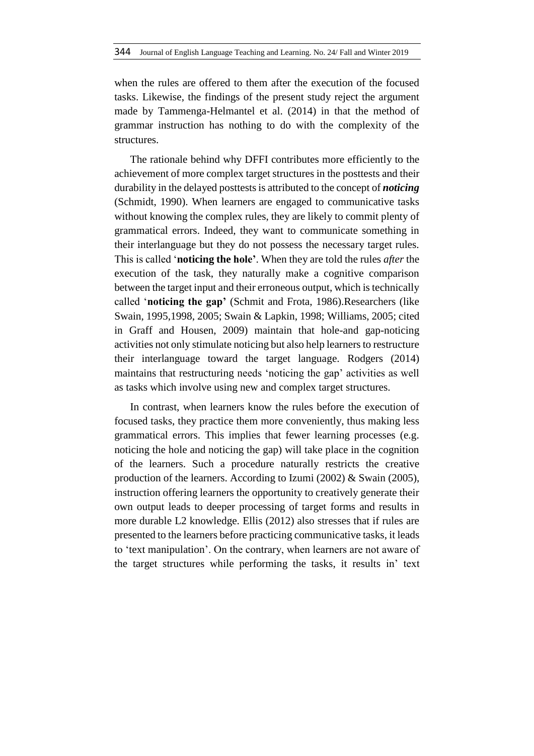when the rules are offered to them after the execution of the focused tasks. Likewise, the findings of the present study reject the argument made by Tammenga-Helmantel et al. (2014) in that the method of grammar instruction has nothing to do with the complexity of the structures.

The rationale behind why DFFI contributes more efficiently to the achievement of more complex target structures in the posttests and their durability in the delayed posttests is attributed to the concept of ***noticing*** (Schmidt, 1990). When learners are engaged to communicative tasks without knowing the complex rules, they are likely to commit plenty of grammatical errors. Indeed, they want to communicate something in their interlanguage but they do not possess the necessary target rules. This is called '**noticing the hole'**. When they are told the rules *after* the execution of the task, they naturally make a cognitive comparison between the target input and their erroneous output, which is technically called '**noticing the gap'** (Schmit and Frota, 1986).Researchers (like Swain, 1995,1998, 2005; Swain & Lapkin, 1998; Williams, 2005; cited in Graff and Housen, 2009) maintain that hole-and gap-noticing activities not only stimulate noticing but also help learners to restructure their interlanguage toward the target language. Rodgers (2014) maintains that restructuring needs 'noticing the gap' activities as well as tasks which involve using new and complex target structures.

In contrast, when learners know the rules before the execution of focused tasks, they practice them more conveniently, thus making less grammatical errors. This implies that fewer learning processes (e.g. noticing the hole and noticing the gap) will take place in the cognition of the learners. Such a procedure naturally restricts the creative production of the learners. According to Izumi (2002) & Swain (2005), instruction offering learners the opportunity to creatively generate their own output leads to deeper processing of target forms and results in more durable L2 knowledge. Ellis (2012) also stresses that if rules are presented to the learners before practicing communicative tasks, it leads to 'text manipulation'. On the contrary, when learners are not aware of the target structures while performing the tasks, it results in' text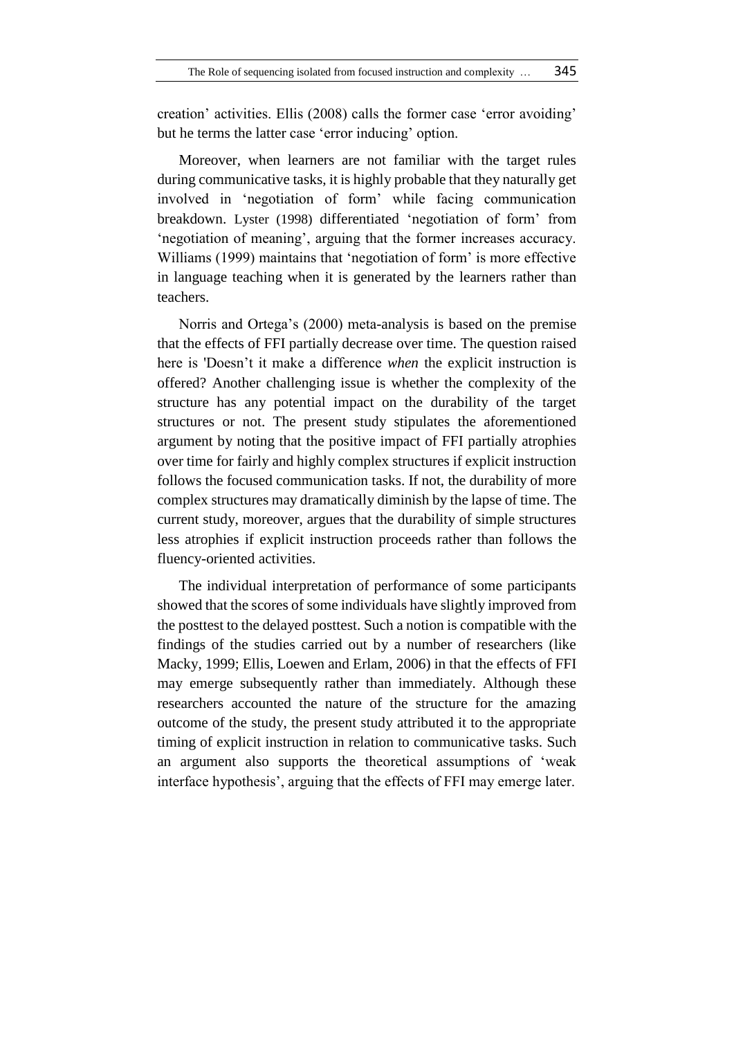creation' activities. Ellis (2008) calls the former case 'error avoiding' but he terms the latter case 'error inducing' option.

Moreover, when learners are not familiar with the target rules during communicative tasks, it is highly probable that they naturally get involved in 'negotiation of form' while facing communication breakdown. Lyster (1998) differentiated 'negotiation of form' from 'negotiation of meaning', arguing that the former increases accuracy. Williams (1999) maintains that 'negotiation of form' is more effective in language teaching when it is generated by the learners rather than teachers.

Norris and Ortega's (2000) meta-analysis is based on the premise that the effects of FFI partially decrease over time. The question raised here is 'Doesn't it make a difference *when* the explicit instruction is offered? Another challenging issue is whether the complexity of the structure has any potential impact on the durability of the target structures or not. The present study stipulates the aforementioned argument by noting that the positive impact of FFI partially atrophies over time for fairly and highly complex structures if explicit instruction follows the focused communication tasks. If not, the durability of more complex structures may dramatically diminish by the lapse of time. The current study, moreover, argues that the durability of simple structures less atrophies if explicit instruction proceeds rather than follows the fluency-oriented activities.

The individual interpretation of performance of some participants showed that the scores of some individuals have slightly improved from the posttest to the delayed posttest. Such a notion is compatible with the findings of the studies carried out by a number of researchers (like Macky, 1999; Ellis, Loewen and Erlam, 2006) in that the effects of FFI may emerge subsequently rather than immediately. Although these researchers accounted the nature of the structure for the amazing outcome of the study, the present study attributed it to the appropriate timing of explicit instruction in relation to communicative tasks. Such an argument also supports the theoretical assumptions of 'weak interface hypothesis', arguing that the effects of FFI may emerge later.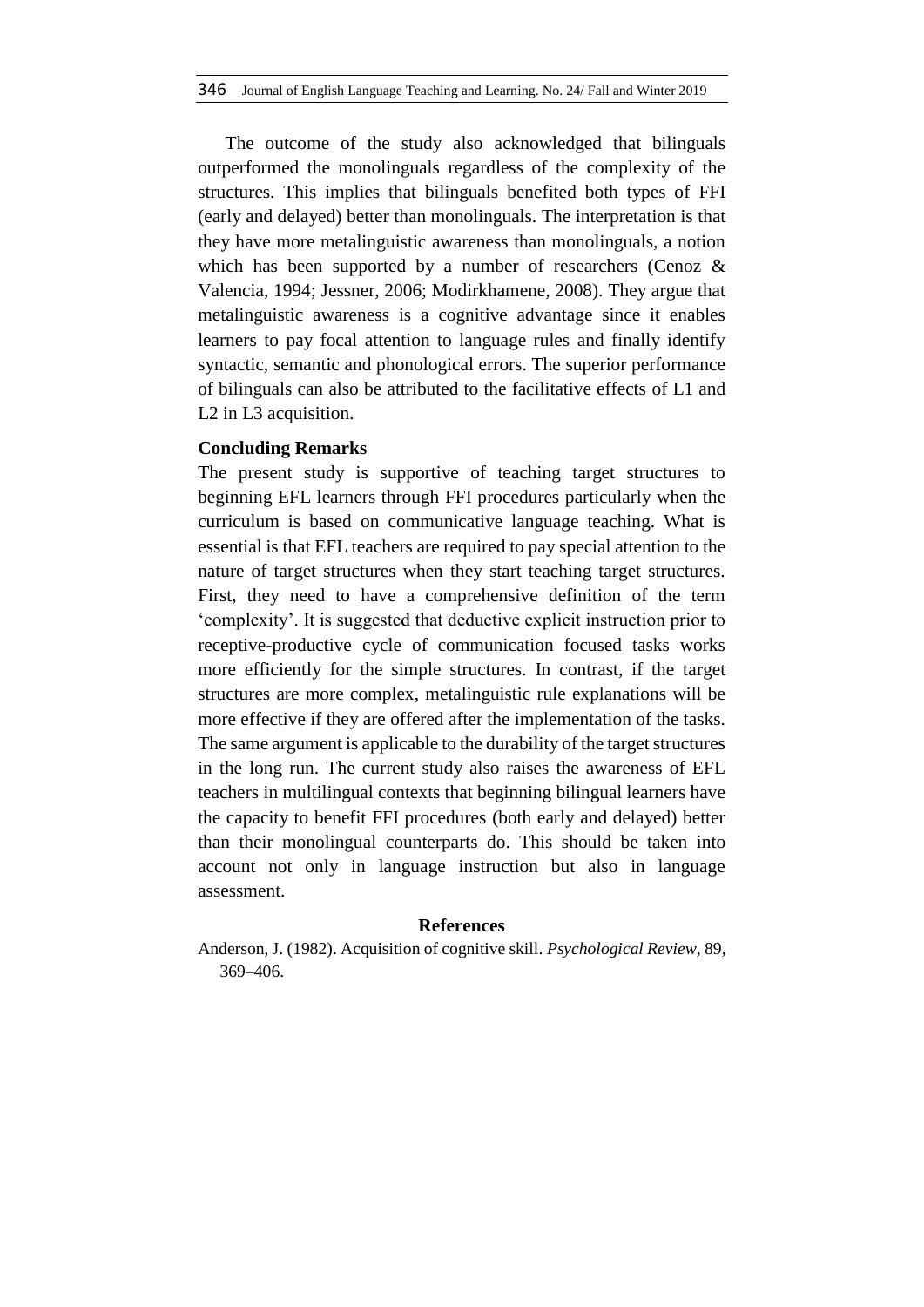The outcome of the study also acknowledged that bilinguals outperformed the monolinguals regardless of the complexity of the structures. This implies that bilinguals benefited both types of FFI (early and delayed) better than monolinguals. The interpretation is that they have more metalinguistic awareness than monolinguals, a notion which has been supported by a number of researchers (Cenoz & Valencia, 1994; Jessner, 2006; Modirkhamene, 2008). They argue that metalinguistic awareness is a cognitive advantage since it enables learners to pay focal attention to language rules and finally identify syntactic, semantic and phonological errors. The superior performance of bilinguals can also be attributed to the facilitative effects of L1 and L2 in L3 acquisition.

## Concluding Remarks

The present study is supportive of teaching target structures to beginning EFL learners through FFI procedures particularly when the curriculum is based on communicative language teaching. What is essential is that EFL teachers are required to pay special attention to the nature of target structures when they start teaching target structures. First, they need to have a comprehensive definition of the term 'complexity'. It is suggested that deductive explicit instruction prior to receptive-productive cycle of communication focused tasks works more efficiently for the simple structures. In contrast, if the target structures are more complex, metalinguistic rule explanations will be more effective if they are offered after the implementation of the tasks. The same argument is applicable to the durability of the target structures in the long run. The current study also raises the awareness of EFL teachers in multilingual contexts that beginning bilingual learners have the capacity to benefit FFI procedures (both early and delayed) better than their monolingual counterparts do. This should be taken into account not only in language instruction but also in language assessment.

## References

Anderson, J. (1982). Acquisition of cognitive skill. *Psychological Review*, 89, 369–406.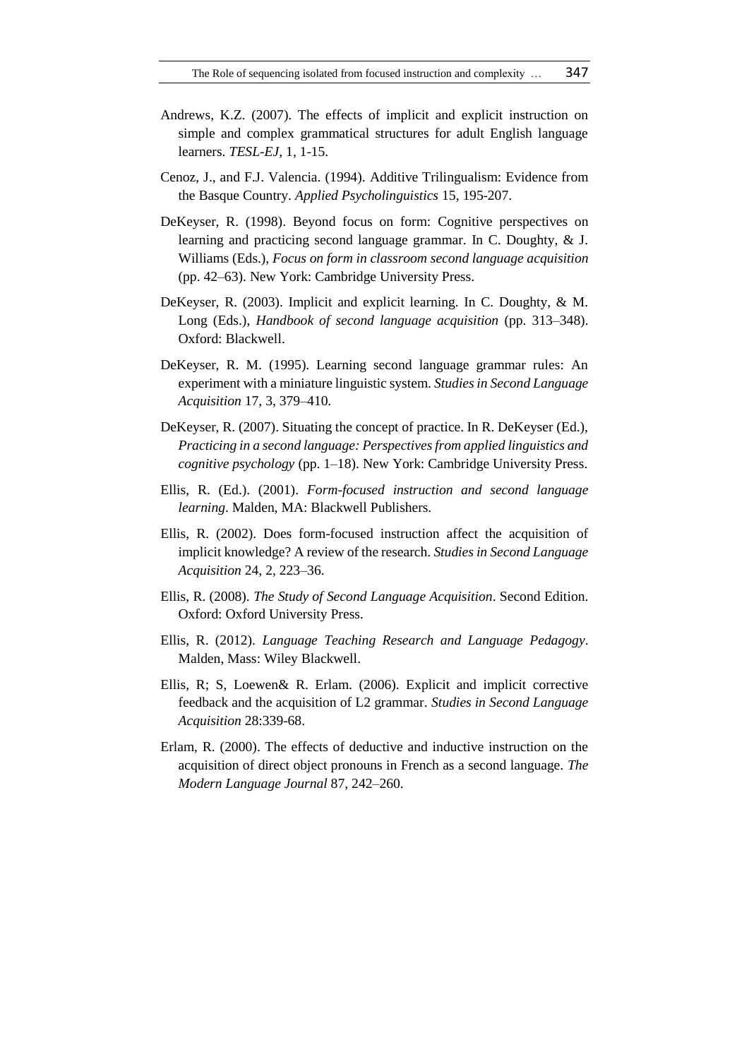Andrews, K.Z. (2007). The effects of implicit and explicit instruction on simple and complex grammatical structures for adult English language learners. *TESL-EJ*, 1, 1-15.

Cenoz, J., and F.J. Valencia. (1994). Additive Trilingualism: Evidence from the Basque Country. *Applied Psycholinguistics* 15, 195-207.

DeKeyser, R. (1998). Beyond focus on form: Cognitive perspectives on learning and practicing second language grammar. In C. Doughty, & J. Williams (Eds.), *Focus on form in classroom second language acquisition* (pp. 42–63). New York: Cambridge University Press.

DeKeyser, R. (2003). Implicit and explicit learning. In C. Doughty, & M. Long (Eds.), *Handbook of second language acquisition* (pp. 313–348). Oxford: Blackwell.

DeKeyser, R. M. (1995). Learning second language grammar rules: An experiment with a miniature linguistic system. *Studies in Second Language Acquisition* 17, 3, 379–410.

DeKeyser, R. (2007). Situating the concept of practice. In R. DeKeyser (Ed.), *Practicing in a second language: Perspectives from applied linguistics and cognitive psychology* (pp. 1–18). New York: Cambridge University Press.

Ellis, R. (Ed.). (2001). *Form-focused instruction and second language learning*. Malden, MA: Blackwell Publishers.

Ellis, R. (2002). Does form-focused instruction affect the acquisition of implicit knowledge? A review of the research. *Studies in Second Language Acquisition* 24, 2, 223–36.

Ellis, R. (2008). *The Study of Second Language Acquisition*. Second Edition. Oxford: Oxford University Press.

Ellis, R. (2012). *Language Teaching Research and Language Pedagogy*. Malden, Mass: Wiley Blackwell.

Ellis, R; S, Loewen& R. Erlam. (2006). Explicit and implicit corrective feedback and the acquisition of L2 grammar. *Studies in Second Language Acquisition* 28:339-68.

Erlam, R. (2000). The effects of deductive and inductive instruction on the acquisition of direct object pronouns in French as a second language. *The Modern Language Journal* 87, 242–260.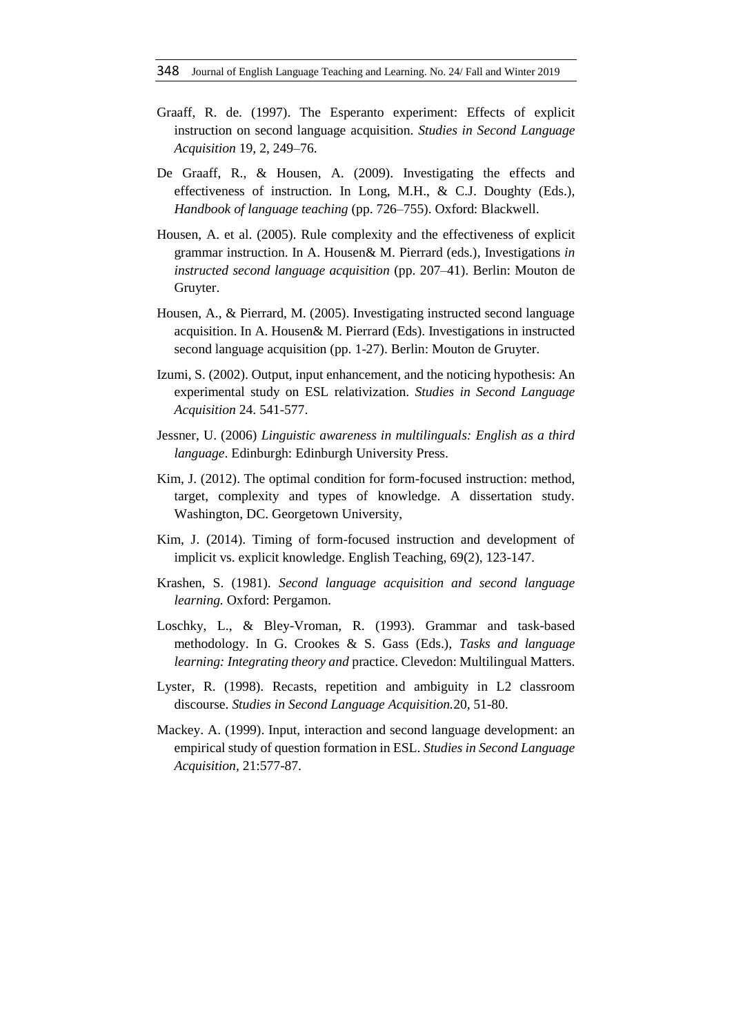Graaff, R. de. (1997). The Esperanto experiment: Effects of explicit instruction on second language acquisition. *Studies in Second Language Acquisition* 19, 2, 249–76.

De Graaff, R., & Housen, A. (2009). Investigating the effects and effectiveness of instruction. In Long, M.H., & C.J. Doughty (Eds.), *Handbook of language teaching* (pp. 726–755). Oxford: Blackwell.

Housen, A. et al. (2005). Rule complexity and the effectiveness of explicit grammar instruction. In A. Housen& M. Pierrard (eds.), Investigations *in instructed second language acquisition* (pp. 207–41). Berlin: Mouton de Gruyter.

Housen, A., & Pierrard, M. (2005). Investigating instructed second language acquisition. In A. Housen& M. Pierrard (Eds). Investigations in instructed second language acquisition (pp. 1-27). Berlin: Mouton de Gruyter.

Izumi, S. (2002). Output, input enhancement, and the noticing hypothesis: An experimental study on ESL relativization. *Studies in Second Language Acquisition* 24. 541-577.

Jessner, U. (2006) *Linguistic awareness in multilinguals: English as a third language*. Edinburgh: Edinburgh University Press.

Kim, J. (2012). The optimal condition for form-focused instruction: method, target, complexity and types of knowledge. A dissertation study. Washington, DC. Georgetown University,

Kim, J. (2014). Timing of form-focused instruction and development of implicit vs. explicit knowledge. English Teaching, 69(2), 123-147.

Krashen, S. (1981). *Second language acquisition and second language learning.* Oxford: Pergamon.

Loschky, L., & Bley-Vroman, R. (1993). Grammar and task-based methodology. In G. Crookes & S. Gass (Eds.), *Tasks and language learning: Integrating theory and* practice. Clevedon: Multilingual Matters.

Lyster, R. (1998). Recasts, repetition and ambiguity in L2 classroom discourse. *Studies in Second Language Acquisition.*20, 51-80.

Mackey. A. (1999). Input, interaction and second language development: an empirical study of question formation in ESL. *Studies in Second Language Acquisition*, 21:577-87.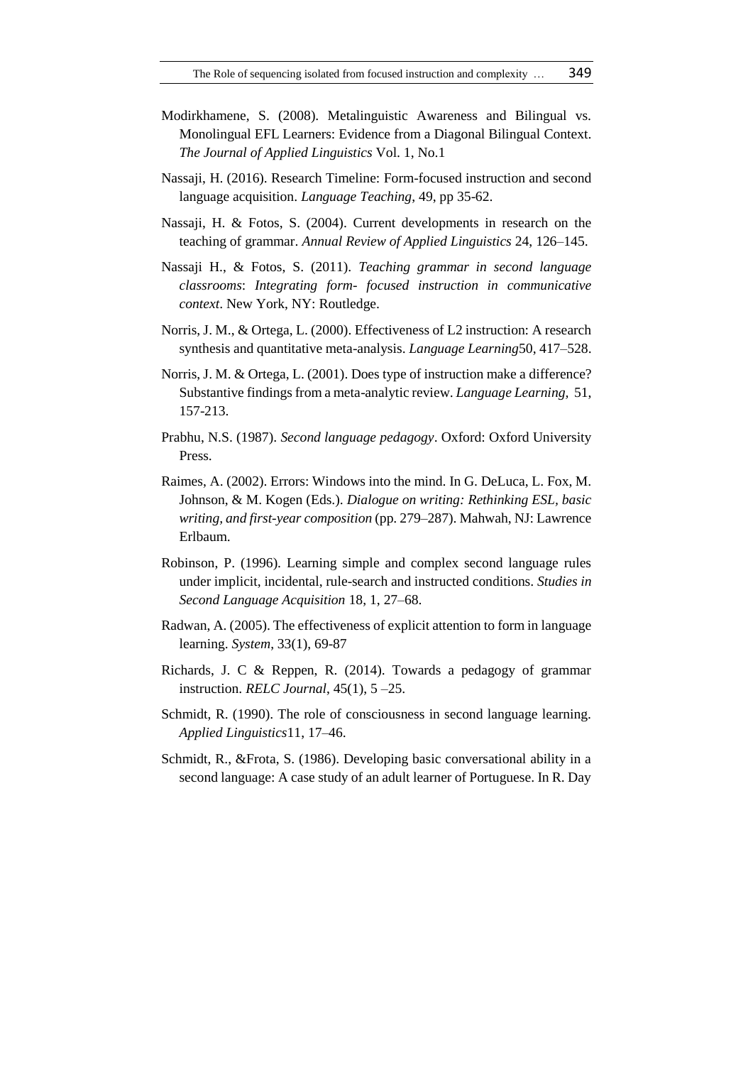Modirkhamene, S. (2008). Metalinguistic Awareness and Bilingual vs. Monolingual EFL Learners: Evidence from a Diagonal Bilingual Context. *The Journal of Applied Linguistics* Vol. 1, No.1

Nassaji, H. (2016). Research Timeline: Form-focused instruction and second language acquisition. *Language Teaching*, 49, pp 35-62.

Nassaji, H. & Fotos, S. (2004). Current developments in research on the teaching of grammar. *Annual Review of Applied Linguistics* 24, 126–145.

Nassaji H., & Fotos, S. (2011). *Teaching grammar in second language classrooms*: *Integrating form- focused instruction in communicative context*. New York, NY: Routledge.

Norris, J. M., & Ortega, L. (2000). Effectiveness of L2 instruction: A research synthesis and quantitative meta-analysis. *Language Learning*50, 417–528.

Norris, J. M. & Ortega, L. (2001). Does type of instruction make a difference? Substantive findings from a meta-analytic review. *Language Learning,* 51, 157-213.

Prabhu, N.S. (1987). *Second language pedagogy*. Oxford: Oxford University Press.

Raimes, A. (2002). Errors: Windows into the mind. In G. DeLuca, L. Fox, M. Johnson, & M. Kogen (Eds.). *Dialogue on writing: Rethinking ESL, basic writing, and first-year composition* (pp. 279–287). Mahwah, NJ: Lawrence Erlbaum.

Robinson, P. (1996). Learning simple and complex second language rules under implicit, incidental, rule-search and instructed conditions. *Studies in Second Language Acquisition* 18, 1, 27–68.

Radwan, A. (2005). The effectiveness of explicit attention to form in language learning. *System*, 33(1), 69-87

Richards, J. C & Reppen, R. (2014). Towards a pedagogy of grammar instruction. *RELC Journal*, 45(1), 5 –25.

Schmidt, R. (1990). The role of consciousness in second language learning. *Applied Linguistics*11, 17–46.

Schmidt, R., &Frota, S. (1986). Developing basic conversational ability in a second language: A case study of an adult learner of Portuguese. In R. Day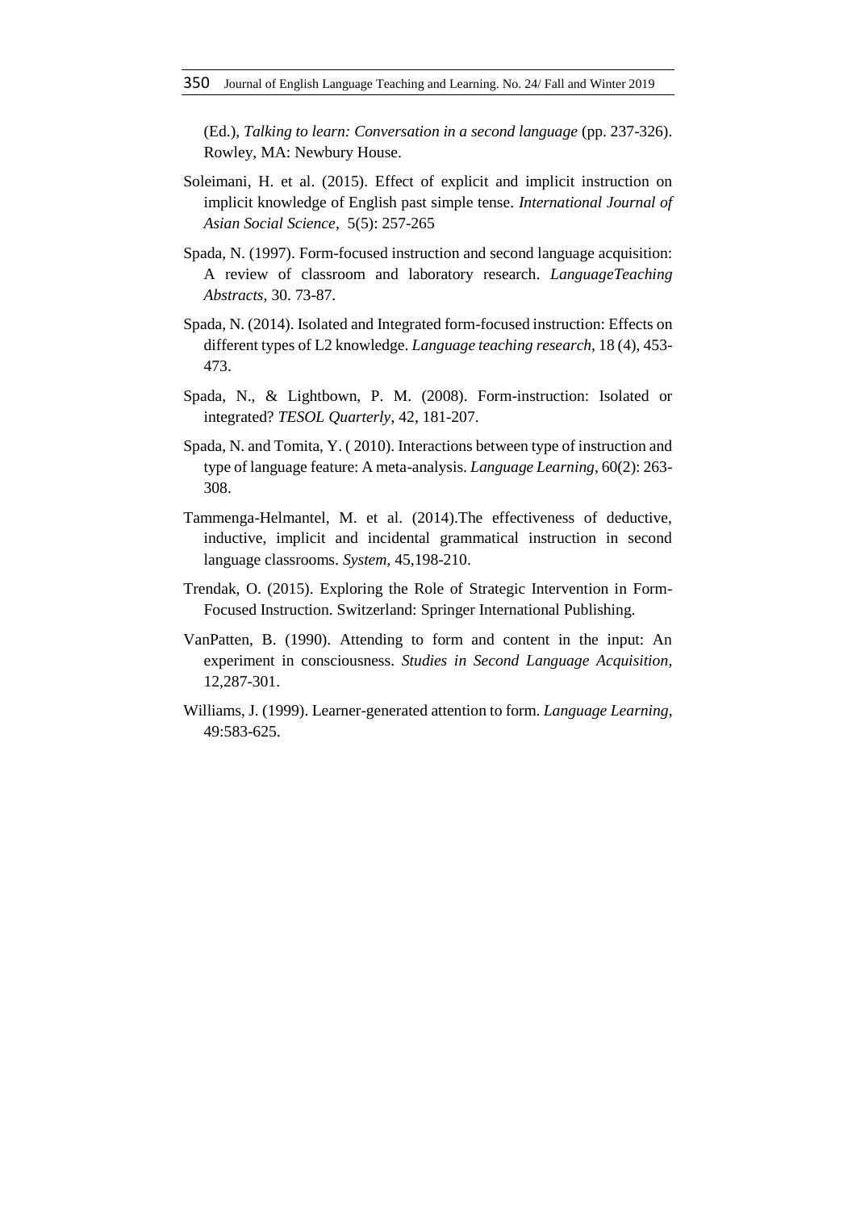(Ed.), *Talking to learn: Conversation in a second language* (pp. 237-326). Rowley, MA: Newbury House.

Soleimani, H. et al. (2015). Effect of explicit and implicit instruction on implicit knowledge of English past simple tense. *International Journal of Asian Social Science,* 5(5): 257-265

Spada, N. (1997). Form-focused instruction and second language acquisition: A review of classroom and laboratory research. *LanguageTeaching Abstracts,* 30. 73-87.

Spada, N. (2014). Isolated and Integrated form-focused instruction: Effects on different types of L2 knowledge. *Language teaching research*, 18 (4), 453-473.

Spada, N., & Lightbown, P. M. (2008). Form-instruction: Isolated or integrated? *TESOL Quarterly*, 42, 181-207.

Spada, N. and Tomita, Y. ( 2010). Interactions between type of instruction and type of language feature: A meta-analysis. *Language Learning,* 60(2): 263-308.

Tammenga-Helmantel, M. et al. (2014).The effectiveness of deductive, inductive, implicit and incidental grammatical instruction in second language classrooms. *System,* 45,198-210.

Trendak, O. (2015). Exploring the Role of Strategic Intervention in Form-Focused Instruction. Switzerland: Springer International Publishing.

VanPatten, B. (1990). Attending to form and content in the input: An experiment in consciousness. *Studies in Second Language Acquisition,* 12,287-301.

Williams, J. (1999). Learner-generated attention to form. *Language Learning,* 49:583-625.